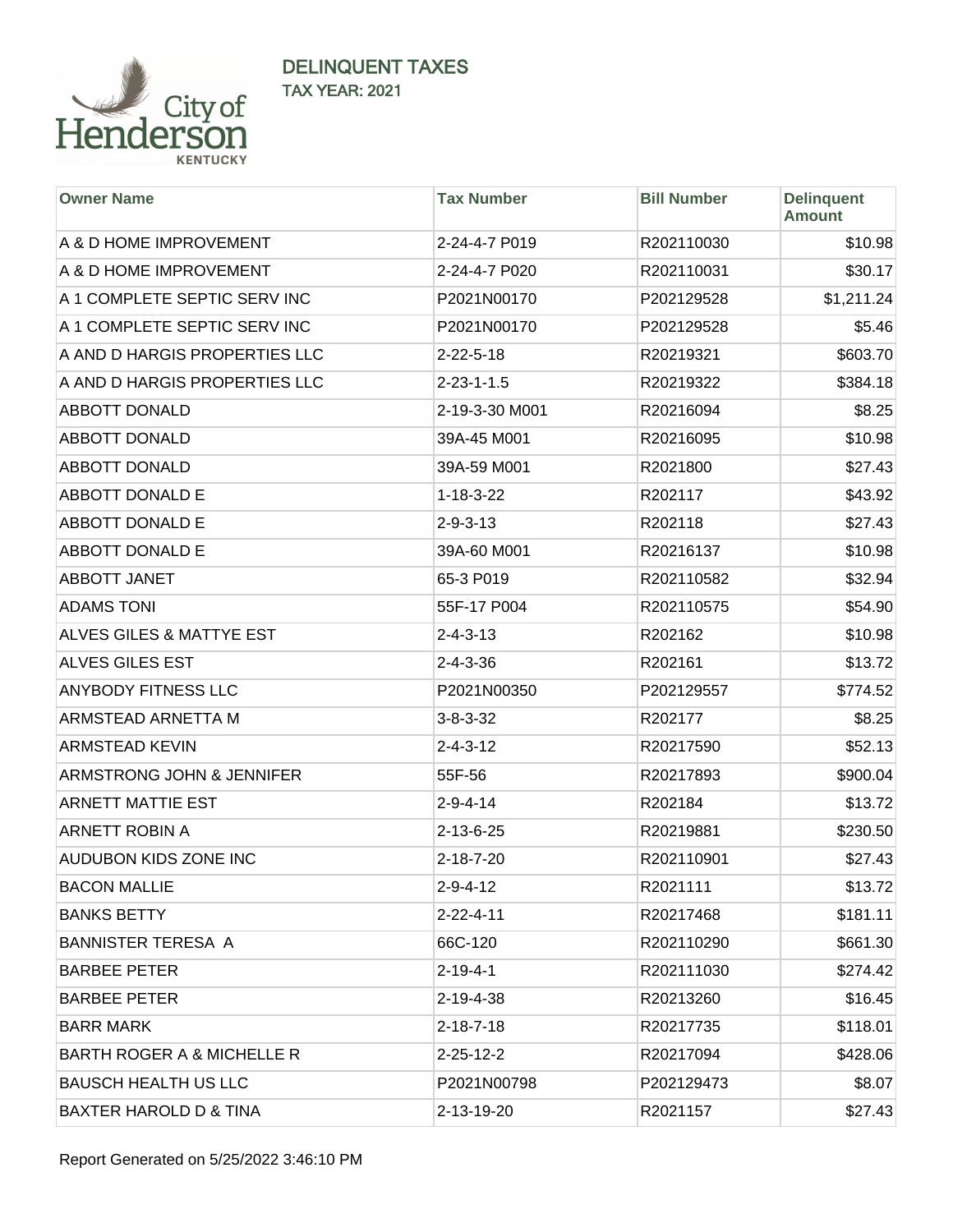# DELINQUENT TAXES

## TAX YEAR: 2021

| Owner Name | Tax Number | Bill Number | Delinquent Amount |
|---|---|---|---|
| A & D HOME IMPROVEMENT | 2-24-4-7 P019 | R202110030 | $10.98 |
| A & D HOME IMPROVEMENT | 2-24-4-7 P020 | R202110031 | $30.17 |
| A 1 COMPLETE SEPTIC SERV INC | P2021N00170 | P202129528 | $1,211.24 |
| A 1 COMPLETE SEPTIC SERV INC | P2021N00170 | P202129528 | $5.46 |
| A AND D HARGIS PROPERTIES LLC | 2-22-5-18 | R20219321 | $603.70 |
| A AND D HARGIS PROPERTIES LLC | 2-23-1-1.5 | R20219322 | $384.18 |
| ABBOTT DONALD | 2-19-3-30 M001 | R20216094 | $8.25 |
| ABBOTT DONALD | 39A-45 M001 | R20216095 | $10.98 |
| ABBOTT DONALD | 39A-59 M001 | R2021800 | $27.43 |
| ABBOTT DONALD E | 1-18-3-22 | R202117 | $43.92 |
| ABBOTT DONALD E | 2-9-3-13 | R202118 | $27.43 |
| ABBOTT DONALD E | 39A-60 M001 | R20216137 | $10.98 |
| ABBOTT JANET | 65-3 P019 | R202110582 | $32.94 |
| ADAMS TONI | 55F-17 P004 | R202110575 | $54.90 |
| ALVES GILES & MATTYE EST | 2-4-3-13 | R202162 | $10.98 |
| ALVES GILES EST | 2-4-3-36 | R202161 | $13.72 |
| ANYBODY FITNESS LLC | P2021N00350 | P202129557 | $774.52 |
| ARMSTEAD ARNETTA M | 3-8-3-32 | R202177 | $8.25 |
| ARMSTEAD KEVIN | 2-4-3-12 | R20217590 | $52.13 |
| ARMSTRONG JOHN & JENNIFER | 55F-56 | R20217893 | $900.04 |
| ARNETT MATTIE EST | 2-9-4-14 | R202184 | $13.72 |
| ARNETT ROBIN A | 2-13-6-25 | R20219881 | $230.50 |
| AUDUBON KIDS ZONE INC | 2-18-7-20 | R202110901 | $27.43 |
| BACON MALLIE | 2-9-4-12 | R2021111 | $13.72 |
| BANKS BETTY | 2-22-4-11 | R20217468 | $181.11 |
| BANNISTER TERESA A | 66C-120 | R202110290 | $661.30 |
| BARBEE PETER | 2-19-4-1 | R202111030 | $274.42 |
| BARBEE PETER | 2-19-4-38 | R20213260 | $16.45 |
| BARR MARK | 2-18-7-18 | R20217735 | $118.01 |
| BARTH ROGER A & MICHELLE R | 2-25-12-2 | R20217094 | $428.06 |
| BAUSCH HEALTH US LLC | P2021N00798 | P202129473 | $8.07 |
| BAXTER HAROLD D & TINA | 2-13-19-20 | R2021157 | $27.43 |

Report Generated on 5/25/2022 3:46:10 PM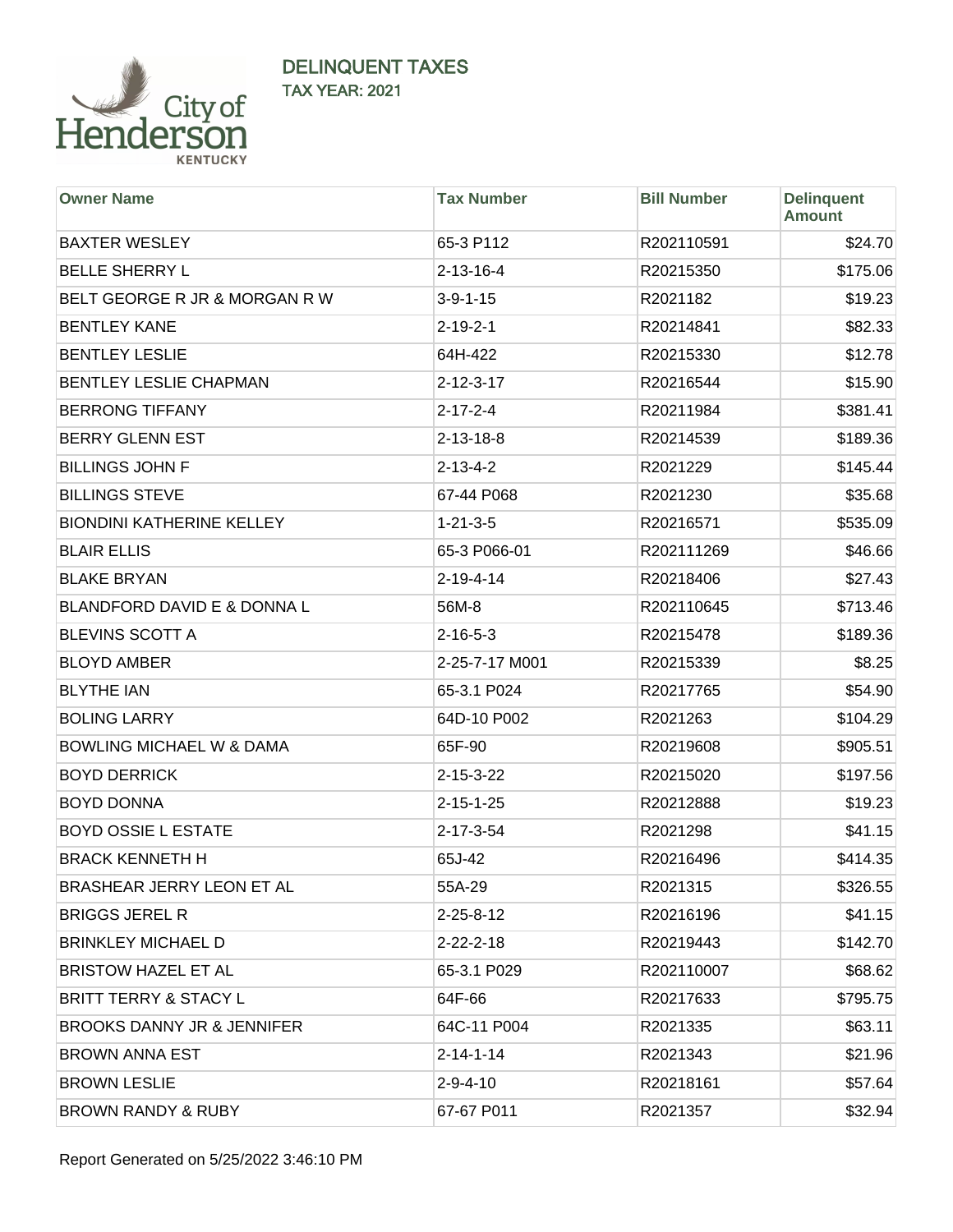# DELINQUENT TAXES

## TAX YEAR: 2021

| Owner Name | Tax Number | Bill Number | Delinquent Amount |
|---|---|---|---|
| BAXTER WESLEY | 65-3 P112 | R202110591 | $24.70 |
| BELLE SHERRY L | 2-13-16-4 | R20215350 | $175.06 |
| BELT GEORGE R JR & MORGAN R W | 3-9-1-15 | R2021182 | $19.23 |
| BENTLEY KANE | 2-19-2-1 | R20214841 | $82.33 |
| BENTLEY LESLIE | 64H-422 | R20215330 | $12.78 |
| BENTLEY LESLIE CHAPMAN | 2-12-3-17 | R20216544 | $15.90 |
| BERRONG TIFFANY | 2-17-2-4 | R20211984 | $381.41 |
| BERRY GLENN EST | 2-13-18-8 | R20214539 | $189.36 |
| BILLINGS JOHN F | 2-13-4-2 | R2021229 | $145.44 |
| BILLINGS STEVE | 67-44 P068 | R2021230 | $35.68 |
| BIONDINI KATHERINE KELLEY | 1-21-3-5 | R20216571 | $535.09 |
| BLAIR ELLIS | 65-3 P066-01 | R202111269 | $46.66 |
| BLAKE BRYAN | 2-19-4-14 | R20218406 | $27.43 |
| BLANDFORD DAVID E & DONNA L | 56M-8 | R202110645 | $713.46 |
| BLEVINS SCOTT A | 2-16-5-3 | R20215478 | $189.36 |
| BLOYD AMBER | 2-25-7-17 M001 | R20215339 | $8.25 |
| BLYTHE IAN | 65-3.1 P024 | R20217765 | $54.90 |
| BOLING LARRY | 64D-10 P002 | R2021263 | $104.29 |
| BOWLING MICHAEL W & DAMA | 65F-90 | R20219608 | $905.51 |
| BOYD DERRICK | 2-15-3-22 | R20215020 | $197.56 |
| BOYD DONNA | 2-15-1-25 | R20212888 | $19.23 |
| BOYD OSSIE L ESTATE | 2-17-3-54 | R2021298 | $41.15 |
| BRACK KENNETH H | 65J-42 | R20216496 | $414.35 |
| BRASHEAR JERRY LEON ET AL | 55A-29 | R2021315 | $326.55 |
| BRIGGS JEREL R | 2-25-8-12 | R20216196 | $41.15 |
| BRINKLEY MICHAEL D | 2-22-2-18 | R20219443 | $142.70 |
| BRISTOW HAZEL ET AL | 65-3.1 P029 | R202110007 | $68.62 |
| BRITT TERRY & STACY L | 64F-66 | R20217633 | $795.75 |
| BROOKS DANNY JR & JENNIFER | 64C-11 P004 | R2021335 | $63.11 |
| BROWN ANNA EST | 2-14-1-14 | R2021343 | $21.96 |
| BROWN LESLIE | 2-9-4-10 | R20218161 | $57.64 |
| BROWN RANDY & RUBY | 67-67 P011 | R2021357 | $32.94 |

Report Generated on 5/25/2022 3:46:10 PM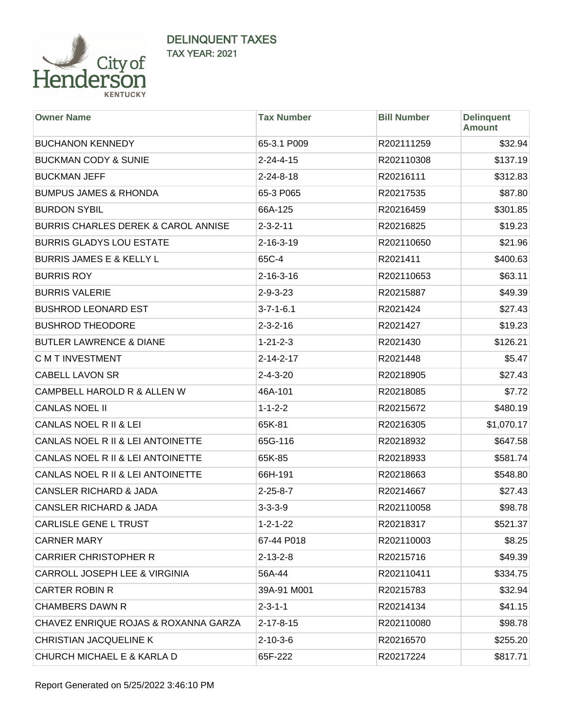# DELINQUENT TAXES

## TAX YEAR: 2021

| Owner Name | Tax Number | Bill Number | Delinquent Amount |
|---|---|---|---|
| BUCHANON KENNEDY | 65-3.1 P009 | R202111259 | $32.94 |
| BUCKMAN CODY & SUNIE | 2-24-4-15 | R202110308 | $137.19 |
| BUCKMAN JEFF | 2-24-8-18 | R20216111 | $312.83 |
| BUMPUS JAMES & RHONDA | 65-3 P065 | R20217535 | $87.80 |
| BURDON SYBIL | 66A-125 | R20216459 | $301.85 |
| BURRIS CHARLES DEREK & CAROL ANNISE | 2-3-2-11 | R20216825 | $19.23 |
| BURRIS GLADYS LOU ESTATE | 2-16-3-19 | R202110650 | $21.96 |
| BURRIS JAMES E & KELLY L | 65C-4 | R2021411 | $400.63 |
| BURRIS ROY | 2-16-3-16 | R202110653 | $63.11 |
| BURRIS VALERIE | 2-9-3-23 | R20215887 | $49.39 |
| BUSHROD LEONARD EST | 3-7-1-6.1 | R2021424 | $27.43 |
| BUSHROD THEODORE | 2-3-2-16 | R2021427 | $19.23 |
| BUTLER LAWRENCE & DIANE | 1-21-2-3 | R2021430 | $126.21 |
| C M T INVESTMENT | 2-14-2-17 | R2021448 | $5.47 |
| CABELL LAVON SR | 2-4-3-20 | R20218905 | $27.43 |
| CAMPBELL HAROLD R & ALLEN W | 46A-101 | R20218085 | $7.72 |
| CANLAS NOEL II | 1-1-2-2 | R20215672 | $480.19 |
| CANLAS NOEL R II & LEI | 65K-81 | R20216305 | $1,070.17 |
| CANLAS NOEL R II & LEI ANTOINETTE | 65G-116 | R20218932 | $647.58 |
| CANLAS NOEL R II & LEI ANTOINETTE | 65K-85 | R20218933 | $581.74 |
| CANLAS NOEL R II & LEI ANTOINETTE | 66H-191 | R20218663 | $548.80 |
| CANSLER RICHARD & JADA | 2-25-8-7 | R20214667 | $27.43 |
| CANSLER RICHARD & JADA | 3-3-3-9 | R202110058 | $98.78 |
| CARLISLE GENE L TRUST | 1-2-1-22 | R20218317 | $521.37 |
| CARNER MARY | 67-44 P018 | R202110003 | $8.25 |
| CARRIER CHRISTOPHER R | 2-13-2-8 | R20215716 | $49.39 |
| CARROLL JOSEPH LEE & VIRGINIA | 56A-44 | R202110411 | $334.75 |
| CARTER ROBIN R | 39A-91 M001 | R20215783 | $32.94 |
| CHAMBERS DAWN R | 2-3-1-1 | R20214134 | $41.15 |
| CHAVEZ ENRIQUE ROJAS & ROXANNA GARZA | 2-17-8-15 | R202110080 | $98.78 |
| CHRISTIAN JACQUELINE K | 2-10-3-6 | R20216570 | $255.20 |
| CHURCH MICHAEL E & KARLA D | 65F-222 | R20217224 | $817.71 |

Report Generated on 5/25/2022 3:46:10 PM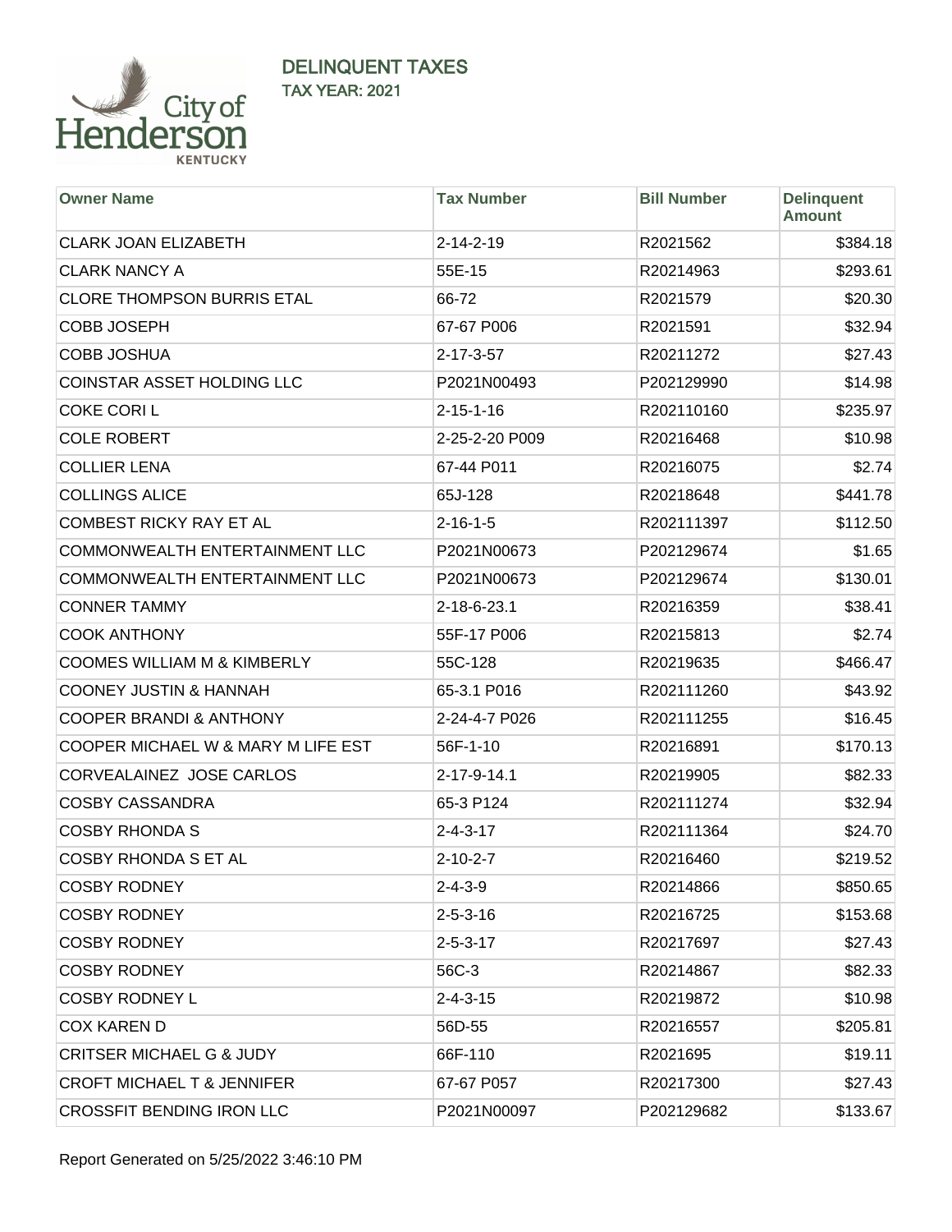# DELINQUENT TAXES

## TAX YEAR: 2021

| Owner Name | Tax Number | Bill Number | Delinquent Amount |
|---|---|---|---|
| CLARK JOAN ELIZABETH | 2-14-2-19 | R2021562 | $384.18 |
| CLARK NANCY A | 55E-15 | R20214963 | $293.61 |
| CLORE THOMPSON BURRIS ETAL | 66-72 | R2021579 | $20.30 |
| COBB JOSEPH | 67-67 P006 | R2021591 | $32.94 |
| COBB JOSHUA | 2-17-3-57 | R20211272 | $27.43 |
| COINSTAR ASSET HOLDING LLC | P2021N00493 | P202129990 | $14.98 |
| COKE CORI L | 2-15-1-16 | R202110160 | $235.97 |
| COLE ROBERT | 2-25-2-20 P009 | R20216468 | $10.98 |
| COLLIER LENA | 67-44 P011 | R20216075 | $2.74 |
| COLLINGS ALICE | 65J-128 | R20218648 | $441.78 |
| COMBEST RICKY RAY ET AL | 2-16-1-5 | R202111397 | $112.50 |
| COMMONWEALTH ENTERTAINMENT LLC | P2021N00673 | P202129674 | $1.65 |
| COMMONWEALTH ENTERTAINMENT LLC | P2021N00673 | P202129674 | $130.01 |
| CONNER TAMMY | 2-18-6-23.1 | R20216359 | $38.41 |
| COOK ANTHONY | 55F-17 P006 | R20215813 | $2.74 |
| COOMES WILLIAM M & KIMBERLY | 55C-128 | R20219635 | $466.47 |
| COONEY JUSTIN & HANNAH | 65-3.1 P016 | R202111260 | $43.92 |
| COOPER BRANDI & ANTHONY | 2-24-4-7 P026 | R202111255 | $16.45 |
| COOPER MICHAEL W & MARY M LIFE EST | 56F-1-10 | R20216891 | $170.13 |
| CORVEALAINEZ JOSE CARLOS | 2-17-9-14.1 | R20219905 | $82.33 |
| COSBY CASSANDRA | 65-3 P124 | R202111274 | $32.94 |
| COSBY RHONDA S | 2-4-3-17 | R202111364 | $24.70 |
| COSBY RHONDA S ET AL | 2-10-2-7 | R20216460 | $219.52 |
| COSBY RODNEY | 2-4-3-9 | R20214866 | $850.65 |
| COSBY RODNEY | 2-5-3-16 | R20216725 | $153.68 |
| COSBY RODNEY | 2-5-3-17 | R20217697 | $27.43 |
| COSBY RODNEY | 56C-3 | R20214867 | $82.33 |
| COSBY RODNEY L | 2-4-3-15 | R20219872 | $10.98 |
| COX KAREN D | 56D-55 | R20216557 | $205.81 |
| CRITSER MICHAEL G & JUDY | 66F-110 | R2021695 | $19.11 |
| CROFT MICHAEL T & JENNIFER | 67-67 P057 | R20217300 | $27.43 |
| CROSSFIT BENDING IRON LLC | P2021N00097 | P202129682 | $133.67 |

Report Generated on 5/25/2022 3:46:10 PM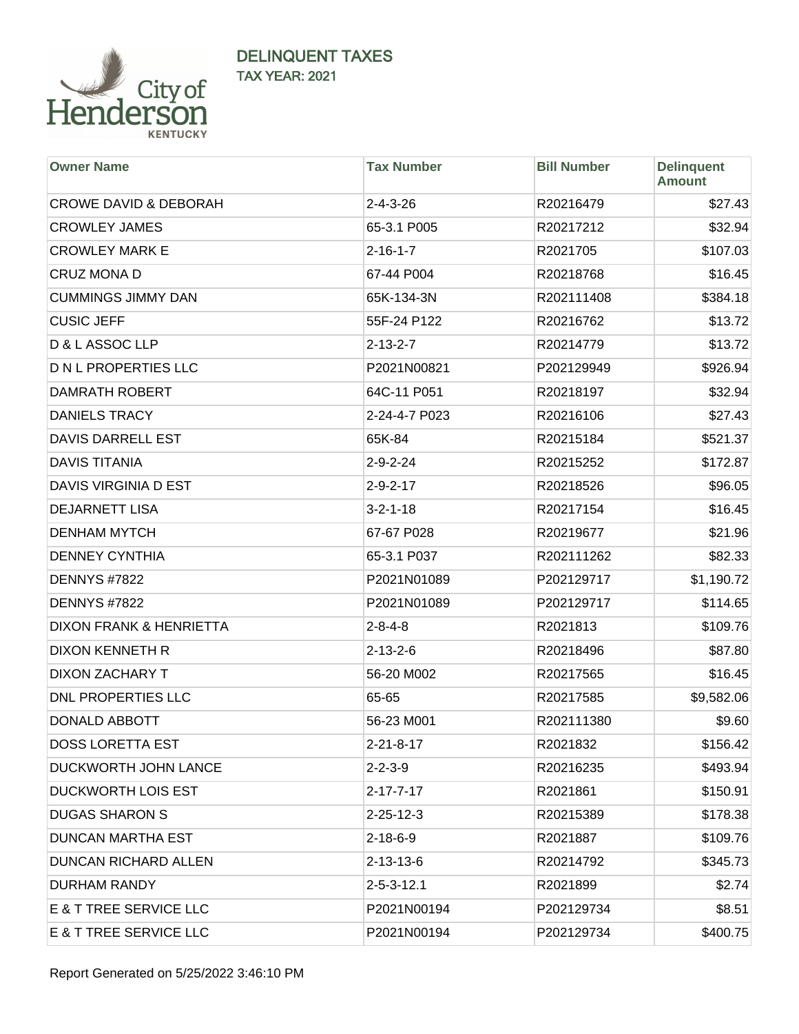# DELINQUENT TAXES

## TAX YEAR: 2021

| Owner Name | Tax Number | Bill Number | Delinquent Amount |
|---|---|---|---|
| CROWE DAVID & DEBORAH | 2-4-3-26 | R20216479 | $27.43 |
| CROWLEY JAMES | 65-3.1 P005 | R20217212 | $32.94 |
| CROWLEY MARK E | 2-16-1-7 | R2021705 | $107.03 |
| CRUZ MONA D | 67-44 P004 | R20218768 | $16.45 |
| CUMMINGS JIMMY DAN | 65K-134-3N | R202111408 | $384.18 |
| CUSIC JEFF | 55F-24 P122 | R20216762 | $13.72 |
| D & L ASSOC LLP | 2-13-2-7 | R20214779 | $13.72 |
| D N L PROPERTIES LLC | P2021N00821 | P202129949 | $926.94 |
| DAMRATH ROBERT | 64C-11 P051 | R20218197 | $32.94 |
| DANIELS TRACY | 2-24-4-7 P023 | R20216106 | $27.43 |
| DAVIS DARRELL EST | 65K-84 | R20215184 | $521.37 |
| DAVIS TITANIA | 2-9-2-24 | R20215252 | $172.87 |
| DAVIS VIRGINIA D EST | 2-9-2-17 | R20218526 | $96.05 |
| DEJARNETT LISA | 3-2-1-18 | R20217154 | $16.45 |
| DENHAM MYTCH | 67-67 P028 | R20219677 | $21.96 |
| DENNEY CYNTHIA | 65-3.1 P037 | R202111262 | $82.33 |
| DENNYS #7822 | P2021N01089 | P202129717 | $1,190.72 |
| DENNYS #7822 | P2021N01089 | P202129717 | $114.65 |
| DIXON FRANK & HENRIETTA | 2-8-4-8 | R2021813 | $109.76 |
| DIXON KENNETH R | 2-13-2-6 | R20218496 | $87.80 |
| DIXON ZACHARY T | 56-20 M002 | R20217565 | $16.45 |
| DNL PROPERTIES LLC | 65-65 | R20217585 | $9,582.06 |
| DONALD ABBOTT | 56-23 M001 | R202111380 | $9.60 |
| DOSS LORETTA EST | 2-21-8-17 | R2021832 | $156.42 |
| DUCKWORTH JOHN LANCE | 2-2-3-9 | R20216235 | $493.94 |
| DUCKWORTH LOIS EST | 2-17-7-17 | R2021861 | $150.91 |
| DUGAS SHARON S | 2-25-12-3 | R20215389 | $178.38 |
| DUNCAN MARTHA EST | 2-18-6-9 | R2021887 | $109.76 |
| DUNCAN RICHARD ALLEN | 2-13-13-6 | R20214792 | $345.73 |
| DURHAM RANDY | 2-5-3-12.1 | R2021899 | $2.74 |
| E & T TREE SERVICE LLC | P2021N00194 | P202129734 | $8.51 |
| E & T TREE SERVICE LLC | P2021N00194 | P202129734 | $400.75 |

Report Generated on 5/25/2022 3:46:10 PM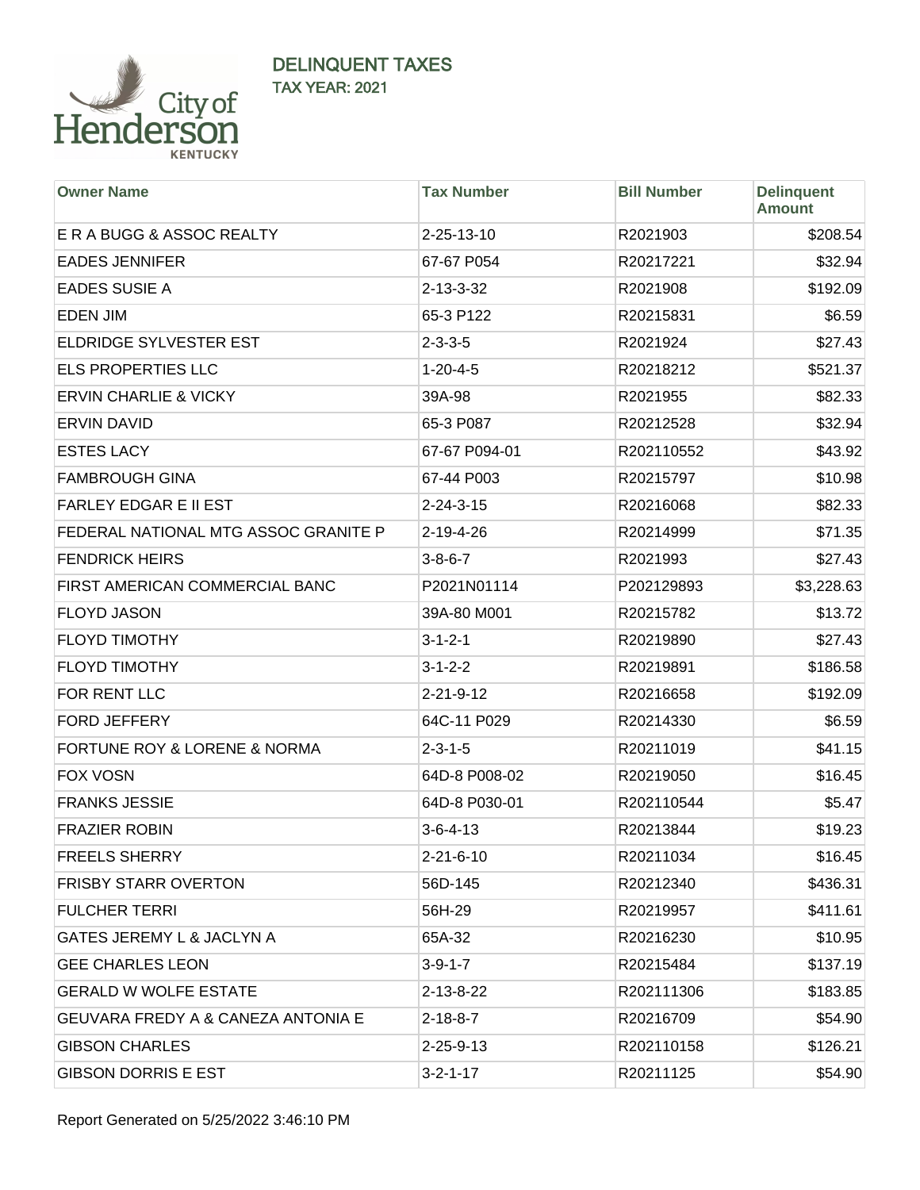# DELINQUENT TAXES

## TAX YEAR: 2021

| Owner Name | Tax Number | Bill Number | Delinquent Amount |
|---|---|---|---|
| E R A BUGG & ASSOC REALTY | 2-25-13-10 | R2021903 | $208.54 |
| EADES JENNIFER | 67-67 P054 | R20217221 | $32.94 |
| EADES SUSIE A | 2-13-3-32 | R2021908 | $192.09 |
| EDEN JIM | 65-3 P122 | R20215831 | $6.59 |
| ELDRIDGE SYLVESTER EST | 2-3-3-5 | R2021924 | $27.43 |
| ELS PROPERTIES LLC | 1-20-4-5 | R20218212 | $521.37 |
| ERVIN CHARLIE & VICKY | 39A-98 | R2021955 | $82.33 |
| ERVIN DAVID | 65-3 P087 | R20212528 | $32.94 |
| ESTES LACY | 67-67 P094-01 | R202110552 | $43.92 |
| FAMBROUGH GINA | 67-44 P003 | R20215797 | $10.98 |
| FARLEY EDGAR E II EST | 2-24-3-15 | R20216068 | $82.33 |
| FEDERAL NATIONAL MTG ASSOC GRANITE P | 2-19-4-26 | R20214999 | $71.35 |
| FENDRICK HEIRS | 3-8-6-7 | R2021993 | $27.43 |
| FIRST AMERICAN COMMERCIAL BANC | P2021N01114 | P202129893 | $3,228.63 |
| FLOYD JASON | 39A-80 M001 | R20215782 | $13.72 |
| FLOYD TIMOTHY | 3-1-2-1 | R20219890 | $27.43 |
| FLOYD TIMOTHY | 3-1-2-2 | R20219891 | $186.58 |
| FOR RENT LLC | 2-21-9-12 | R20216658 | $192.09 |
| FORD JEFFERY | 64C-11 P029 | R20214330 | $6.59 |
| FORTUNE ROY & LORENE & NORMA | 2-3-1-5 | R20211019 | $41.15 |
| FOX VOSN | 64D-8 P008-02 | R20219050 | $16.45 |
| FRANKS JESSIE | 64D-8 P030-01 | R202110544 | $5.47 |
| FRAZIER ROBIN | 3-6-4-13 | R20213844 | $19.23 |
| FREELS SHERRY | 2-21-6-10 | R20211034 | $16.45 |
| FRISBY STARR OVERTON | 56D-145 | R20212340 | $436.31 |
| FULCHER TERRI | 56H-29 | R20219957 | $411.61 |
| GATES JEREMY L & JACLYN A | 65A-32 | R20216230 | $10.95 |
| GEE CHARLES LEON | 3-9-1-7 | R20215484 | $137.19 |
| GERALD W WOLFE ESTATE | 2-13-8-22 | R202111306 | $183.85 |
| GEUVARA FREDY A & CANEZA ANTONIA E | 2-18-8-7 | R20216709 | $54.90 |
| GIBSON CHARLES | 2-25-9-13 | R202110158 | $126.21 |
| GIBSON DORRIS E EST | 3-2-1-17 | R20211125 | $54.90 |

Report Generated on 5/25/2022 3:46:10 PM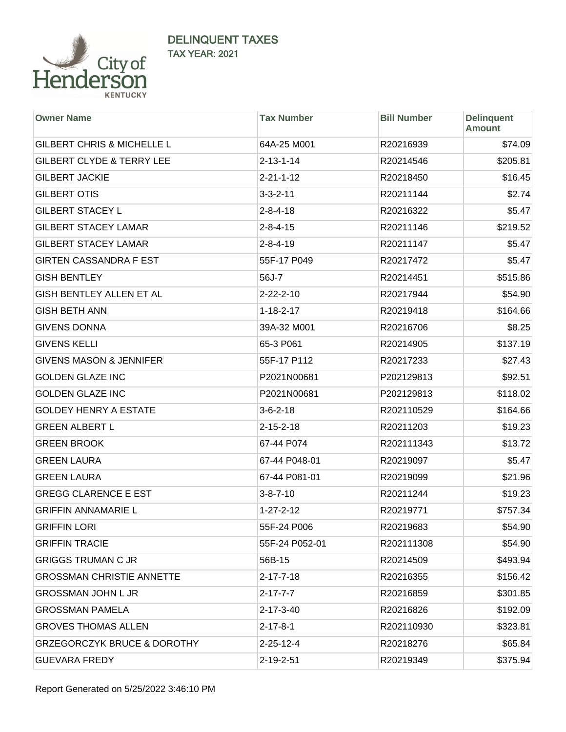## DELINQUENT TAXES
### TAX YEAR: 2021

| Owner Name | Tax Number | Bill Number | Delinquent Amount |
|---|---|---|---|
| GILBERT CHRIS & MICHELLE L | 64A-25 M001 | R20216939 | $74.09 |
| GILBERT CLYDE & TERRY LEE | 2-13-1-14 | R20214546 | $205.81 |
| GILBERT JACKIE | 2-21-1-12 | R20218450 | $16.45 |
| GILBERT OTIS | 3-3-2-11 | R20211144 | $2.74 |
| GILBERT STACEY L | 2-8-4-18 | R20216322 | $5.47 |
| GILBERT STACEY LAMAR | 2-8-4-15 | R20211146 | $219.52 |
| GILBERT STACEY LAMAR | 2-8-4-19 | R20211147 | $5.47 |
| GIRTEN CASSANDRA F EST | 55F-17 P049 | R20217472 | $5.47 |
| GISH BENTLEY | 56J-7 | R20214451 | $515.86 |
| GISH BENTLEY ALLEN ET AL | 2-22-2-10 | R20217944 | $54.90 |
| GISH BETH ANN | 1-18-2-17 | R20219418 | $164.66 |
| GIVENS DONNA | 39A-32 M001 | R20216706 | $8.25 |
| GIVENS KELLI | 65-3 P061 | R20214905 | $137.19 |
| GIVENS MASON & JENNIFER | 55F-17 P112 | R20217233 | $27.43 |
| GOLDEN GLAZE INC | P2021N00681 | P202129813 | $92.51 |
| GOLDEN GLAZE INC | P2021N00681 | P202129813 | $118.02 |
| GOLDEY HENRY A ESTATE | 3-6-2-18 | R202110529 | $164.66 |
| GREEN ALBERT L | 2-15-2-18 | R20211203 | $19.23 |
| GREEN BROOK | 67-44 P074 | R202111343 | $13.72 |
| GREEN LAURA | 67-44 P048-01 | R20219097 | $5.47 |
| GREEN LAURA | 67-44 P081-01 | R20219099 | $21.96 |
| GREGG CLARENCE E EST | 3-8-7-10 | R20211244 | $19.23 |
| GRIFFIN ANNAMARIE L | 1-27-2-12 | R20219771 | $757.34 |
| GRIFFIN LORI | 55F-24 P006 | R20219683 | $54.90 |
| GRIFFIN TRACIE | 55F-24 P052-01 | R202111308 | $54.90 |
| GRIGGS TRUMAN C JR | 56B-15 | R20214509 | $493.94 |
| GROSSMAN CHRISTIE ANNETTE | 2-17-7-18 | R20216355 | $156.42 |
| GROSSMAN JOHN L JR | 2-17-7-7 | R20216859 | $301.85 |
| GROSSMAN PAMELA | 2-17-3-40 | R20216826 | $192.09 |
| GROVES THOMAS ALLEN | 2-17-8-1 | R202110930 | $323.81 |
| GRZEGORCZYK BRUCE & DOROTHY | 2-25-12-4 | R20218276 | $65.84 |
| GUEVARA FREDY | 2-19-2-51 | R20219349 | $375.94 |

Report Generated on 5/25/2022 3:46:10 PM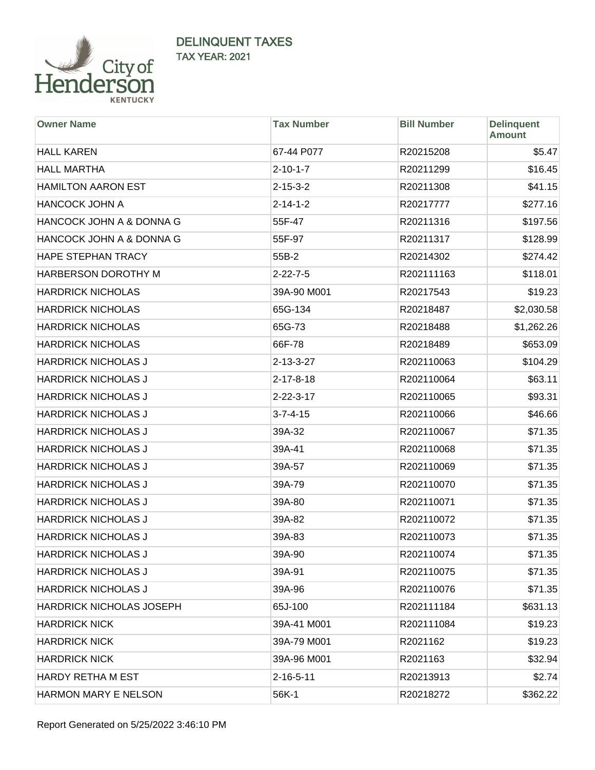## DELINQUENT TAXES

### TAX YEAR: 2021

| Owner Name | Tax Number | Bill Number | Delinquent Amount |
|---|---|---|---|
| HALL KAREN | 67-44 P077 | R20215208 | $5.47 |
| HALL MARTHA | 2-10-1-7 | R20211299 | $16.45 |
| HAMILTON AARON EST | 2-15-3-2 | R20211308 | $41.15 |
| HANCOCK JOHN A | 2-14-1-2 | R20217777 | $277.16 |
| HANCOCK JOHN A & DONNA G | 55F-47 | R20211316 | $197.56 |
| HANCOCK JOHN A & DONNA G | 55F-97 | R20211317 | $128.99 |
| HAPE STEPHAN TRACY | 55B-2 | R20214302 | $274.42 |
| HARBERSON DOROTHY M | 2-22-7-5 | R202111163 | $118.01 |
| HARDRICK NICHOLAS | 39A-90 M001 | R20217543 | $19.23 |
| HARDRICK NICHOLAS | 65G-134 | R20218487 | $2,030.58 |
| HARDRICK NICHOLAS | 65G-73 | R20218488 | $1,262.26 |
| HARDRICK NICHOLAS | 66F-78 | R20218489 | $653.09 |
| HARDRICK NICHOLAS J | 2-13-3-27 | R202110063 | $104.29 |
| HARDRICK NICHOLAS J | 2-17-8-18 | R202110064 | $63.11 |
| HARDRICK NICHOLAS J | 2-22-3-17 | R202110065 | $93.31 |
| HARDRICK NICHOLAS J | 3-7-4-15 | R202110066 | $46.66 |
| HARDRICK NICHOLAS J | 39A-32 | R202110067 | $71.35 |
| HARDRICK NICHOLAS J | 39A-41 | R202110068 | $71.35 |
| HARDRICK NICHOLAS J | 39A-57 | R202110069 | $71.35 |
| HARDRICK NICHOLAS J | 39A-79 | R202110070 | $71.35 |
| HARDRICK NICHOLAS J | 39A-80 | R202110071 | $71.35 |
| HARDRICK NICHOLAS J | 39A-82 | R202110072 | $71.35 |
| HARDRICK NICHOLAS J | 39A-83 | R202110073 | $71.35 |
| HARDRICK NICHOLAS J | 39A-90 | R202110074 | $71.35 |
| HARDRICK NICHOLAS J | 39A-91 | R202110075 | $71.35 |
| HARDRICK NICHOLAS J | 39A-96 | R202110076 | $71.35 |
| HARDRICK NICHOLAS JOSEPH | 65J-100 | R202111184 | $631.13 |
| HARDRICK NICK | 39A-41 M001 | R202111084 | $19.23 |
| HARDRICK NICK | 39A-79 M001 | R2021162 | $19.23 |
| HARDRICK NICK | 39A-96 M001 | R2021163 | $32.94 |
| HARDY RETHA M EST | 2-16-5-11 | R20213913 | $2.74 |
| HARMON MARY E NELSON | 56K-1 | R20218272 | $362.22 |

Report Generated on 5/25/2022 3:46:10 PM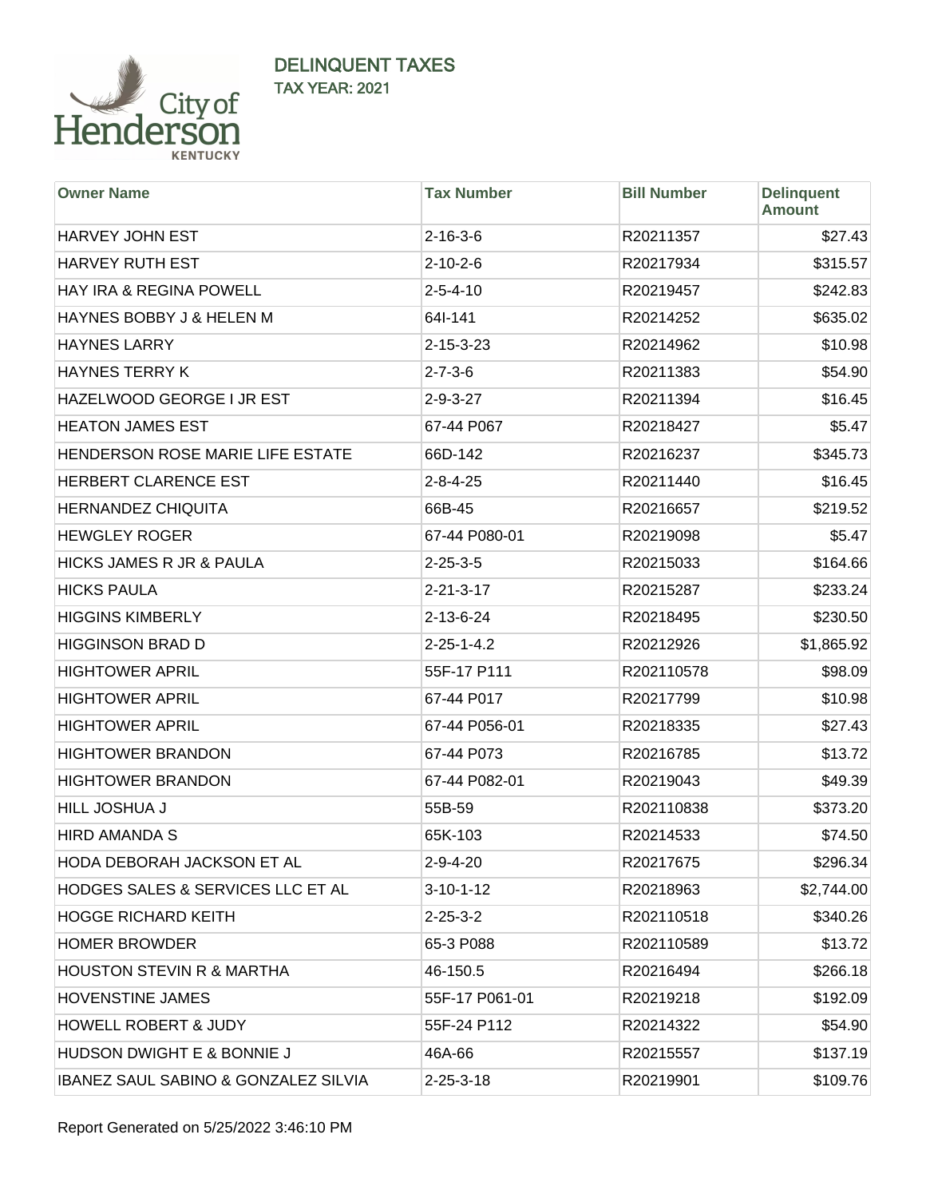# DELINQUENT TAXES

## TAX YEAR: 2021

| Owner Name | Tax Number | Bill Number | Delinquent Amount |
|---|---|---|---|
| HARVEY JOHN EST | 2-16-3-6 | R20211357 | $27.43 |
| HARVEY RUTH EST | 2-10-2-6 | R20217934 | $315.57 |
| HAY IRA & REGINA POWELL | 2-5-4-10 | R20219457 | $242.83 |
| HAYNES BOBBY J & HELEN M | 64I-141 | R20214252 | $635.02 |
| HAYNES LARRY | 2-15-3-23 | R20214962 | $10.98 |
| HAYNES TERRY K | 2-7-3-6 | R20211383 | $54.90 |
| HAZELWOOD GEORGE I JR EST | 2-9-3-27 | R20211394 | $16.45 |
| HEATON JAMES EST | 67-44 P067 | R20218427 | $5.47 |
| HENDERSON ROSE MARIE LIFE ESTATE | 66D-142 | R20216237 | $345.73 |
| HERBERT CLARENCE EST | 2-8-4-25 | R20211440 | $16.45 |
| HERNANDEZ CHIQUITA | 66B-45 | R20216657 | $219.52 |
| HEWGLEY ROGER | 67-44 P080-01 | R20219098 | $5.47 |
| HICKS JAMES R JR & PAULA | 2-25-3-5 | R20215033 | $164.66 |
| HICKS PAULA | 2-21-3-17 | R20215287 | $233.24 |
| HIGGINS KIMBERLY | 2-13-6-24 | R20218495 | $230.50 |
| HIGGINSON BRAD D | 2-25-1-4.2 | R20212926 | $1,865.92 |
| HIGHTOWER APRIL | 55F-17 P111 | R202110578 | $98.09 |
| HIGHTOWER APRIL | 67-44 P017 | R20217799 | $10.98 |
| HIGHTOWER APRIL | 67-44 P056-01 | R20218335 | $27.43 |
| HIGHTOWER BRANDON | 67-44 P073 | R20216785 | $13.72 |
| HIGHTOWER BRANDON | 67-44 P082-01 | R20219043 | $49.39 |
| HILL JOSHUA J | 55B-59 | R202110838 | $373.20 |
| HIRD AMANDA S | 65K-103 | R20214533 | $74.50 |
| HODA DEBORAH JACKSON ET AL | 2-9-4-20 | R20217675 | $296.34 |
| HODGES SALES & SERVICES LLC ET AL | 3-10-1-12 | R20218963 | $2,744.00 |
| HOGGE RICHARD KEITH | 2-25-3-2 | R202110518 | $340.26 |
| HOMER BROWDER | 65-3 P088 | R202110589 | $13.72 |
| HOUSTON STEVIN R & MARTHA | 46-150.5 | R20216494 | $266.18 |
| HOVENSTINE JAMES | 55F-17 P061-01 | R20219218 | $192.09 |
| HOWELL ROBERT & JUDY | 55F-24 P112 | R20214322 | $54.90 |
| HUDSON DWIGHT E & BONNIE J | 46A-66 | R20215557 | $137.19 |
| IBANEZ SAUL SABINO & GONZALEZ SILVIA | 2-25-3-18 | R20219901 | $109.76 |

Report Generated on 5/25/2022 3:46:10 PM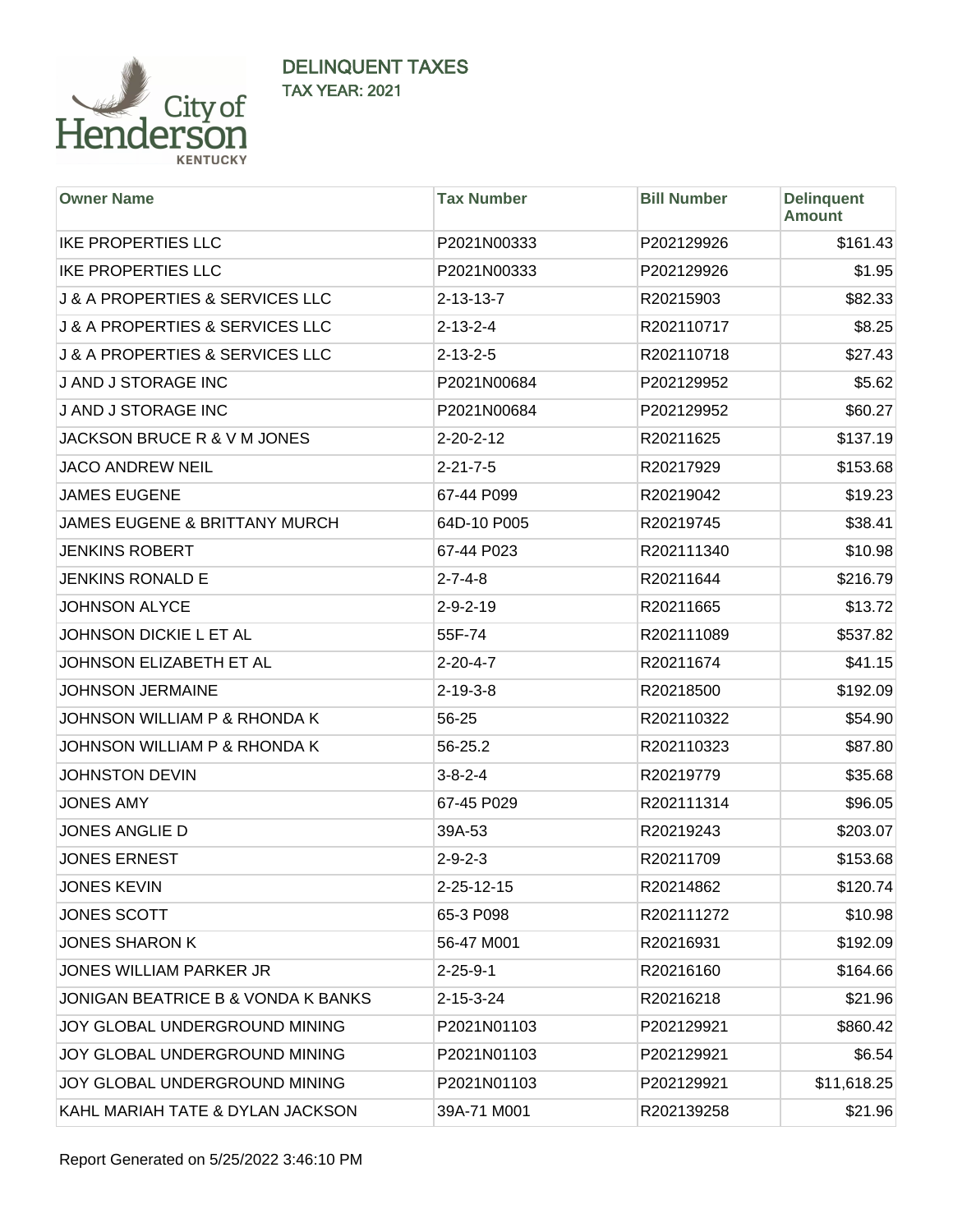## DELINQUENT TAXES
### TAX YEAR: 2021

| Owner Name | Tax Number | Bill Number | Delinquent Amount |
|---|---|---|---|
| IKE PROPERTIES LLC | P2021N00333 | P202129926 | $161.43 |
| IKE PROPERTIES LLC | P2021N00333 | P202129926 | $1.95 |
| J & A PROPERTIES & SERVICES LLC | 2-13-13-7 | R20215903 | $82.33 |
| J & A PROPERTIES & SERVICES LLC | 2-13-2-4 | R202110717 | $8.25 |
| J & A PROPERTIES & SERVICES LLC | 2-13-2-5 | R202110718 | $27.43 |
| J AND J STORAGE INC | P2021N00684 | P202129952 | $5.62 |
| J AND J STORAGE INC | P2021N00684 | P202129952 | $60.27 |
| JACKSON BRUCE R & V M JONES | 2-20-2-12 | R20211625 | $137.19 |
| JACO ANDREW NEIL | 2-21-7-5 | R20217929 | $153.68 |
| JAMES EUGENE | 67-44 P099 | R20219042 | $19.23 |
| JAMES EUGENE & BRITTANY MURCH | 64D-10 P005 | R20219745 | $38.41 |
| JENKINS ROBERT | 67-44 P023 | R202111340 | $10.98 |
| JENKINS RONALD E | 2-7-4-8 | R20211644 | $216.79 |
| JOHNSON ALYCE | 2-9-2-19 | R20211665 | $13.72 |
| JOHNSON DICKIE L ET AL | 55F-74 | R202111089 | $537.82 |
| JOHNSON ELIZABETH ET AL | 2-20-4-7 | R20211674 | $41.15 |
| JOHNSON JERMAINE | 2-19-3-8 | R20218500 | $192.09 |
| JOHNSON WILLIAM P & RHONDA K | 56-25 | R202110322 | $54.90 |
| JOHNSON WILLIAM P & RHONDA K | 56-25.2 | R202110323 | $87.80 |
| JOHNSTON DEVIN | 3-8-2-4 | R20219779 | $35.68 |
| JONES AMY | 67-45 P029 | R202111314 | $96.05 |
| JONES ANGLIE D | 39A-53 | R20219243 | $203.07 |
| JONES ERNEST | 2-9-2-3 | R20211709 | $153.68 |
| JONES KEVIN | 2-25-12-15 | R20214862 | $120.74 |
| JONES SCOTT | 65-3 P098 | R202111272 | $10.98 |
| JONES SHARON K | 56-47 M001 | R20216931 | $192.09 |
| JONES WILLIAM PARKER JR | 2-25-9-1 | R20216160 | $164.66 |
| JONIGAN BEATRICE B & VONDA K BANKS | 2-15-3-24 | R20216218 | $21.96 |
| JOY GLOBAL UNDERGROUND MINING | P2021N01103 | P202129921 | $860.42 |
| JOY GLOBAL UNDERGROUND MINING | P2021N01103 | P202129921 | $6.54 |
| JOY GLOBAL UNDERGROUND MINING | P2021N01103 | P202129921 | $11,618.25 |
| KAHL MARIAH TATE & DYLAN JACKSON | 39A-71 M001 | R202139258 | $21.96 |

Report Generated on 5/25/2022 3:46:10 PM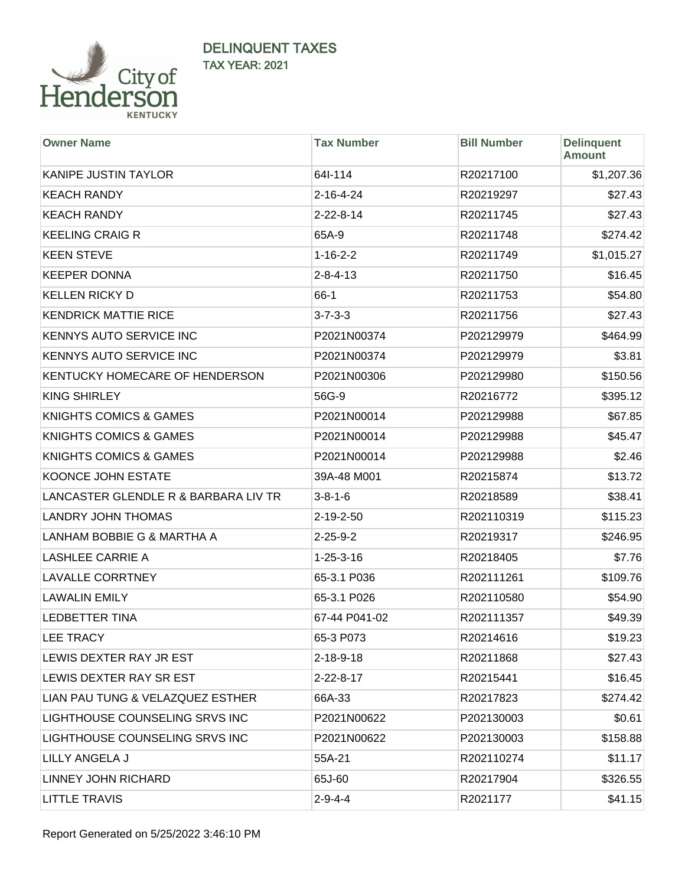# DELINQUENT TAXES

## TAX YEAR: 2021

| Owner Name | Tax Number | Bill Number | Delinquent Amount |
|---|---|---|---|
| KANIPE JUSTIN TAYLOR | 64I-114 | R20217100 | $1,207.36 |
| KEACH RANDY | 2-16-4-24 | R20219297 | $27.43 |
| KEACH RANDY | 2-22-8-14 | R20211745 | $27.43 |
| KEELING CRAIG R | 65A-9 | R20211748 | $274.42 |
| KEEN STEVE | 1-16-2-2 | R20211749 | $1,015.27 |
| KEEPER DONNA | 2-8-4-13 | R20211750 | $16.45 |
| KELLEN RICKY D | 66-1 | R20211753 | $54.80 |
| KENDRICK MATTIE RICE | 3-7-3-3 | R20211756 | $27.43 |
| KENNYS AUTO SERVICE INC | P2021N00374 | P202129979 | $464.99 |
| KENNYS AUTO SERVICE INC | P2021N00374 | P202129979 | $3.81 |
| KENTUCKY HOMECARE OF HENDERSON | P2021N00306 | P202129980 | $150.56 |
| KING SHIRLEY | 56G-9 | R20216772 | $395.12 |
| KNIGHTS COMICS & GAMES | P2021N00014 | P202129988 | $67.85 |
| KNIGHTS COMICS & GAMES | P2021N00014 | P202129988 | $45.47 |
| KNIGHTS COMICS & GAMES | P2021N00014 | P202129988 | $2.46 |
| KOONCE JOHN ESTATE | 39A-48 M001 | R20215874 | $13.72 |
| LANCASTER GLENDLE R & BARBARA LIV TR | 3-8-1-6 | R20218589 | $38.41 |
| LANDRY JOHN THOMAS | 2-19-2-50 | R202110319 | $115.23 |
| LANHAM BOBBIE G & MARTHA A | 2-25-9-2 | R20219317 | $246.95 |
| LASHLEE CARRIE A | 1-25-3-16 | R20218405 | $7.76 |
| LAVALLE CORRTNEY | 65-3.1 P036 | R202111261 | $109.76 |
| LAWALIN EMILY | 65-3.1 P026 | R202110580 | $54.90 |
| LEDBETTER TINA | 67-44 P041-02 | R202111357 | $49.39 |
| LEE TRACY | 65-3 P073 | R20214616 | $19.23 |
| LEWIS DEXTER RAY JR EST | 2-18-9-18 | R20211868 | $27.43 |
| LEWIS DEXTER RAY SR EST | 2-22-8-17 | R20215441 | $16.45 |
| LIAN PAU TUNG & VELAZQUEZ ESTHER | 66A-33 | R20217823 | $274.42 |
| LIGHTHOUSE COUNSELING SRVS INC | P2021N00622 | P202130003 | $0.61 |
| LIGHTHOUSE COUNSELING SRVS INC | P2021N00622 | P202130003 | $158.88 |
| LILLY ANGELA J | 55A-21 | R202110274 | $11.17 |
| LINNEY JOHN RICHARD | 65J-60 | R20217904 | $326.55 |
| LITTLE TRAVIS | 2-9-4-4 | R2021177 | $41.15 |

Report Generated on 5/25/2022 3:46:10 PM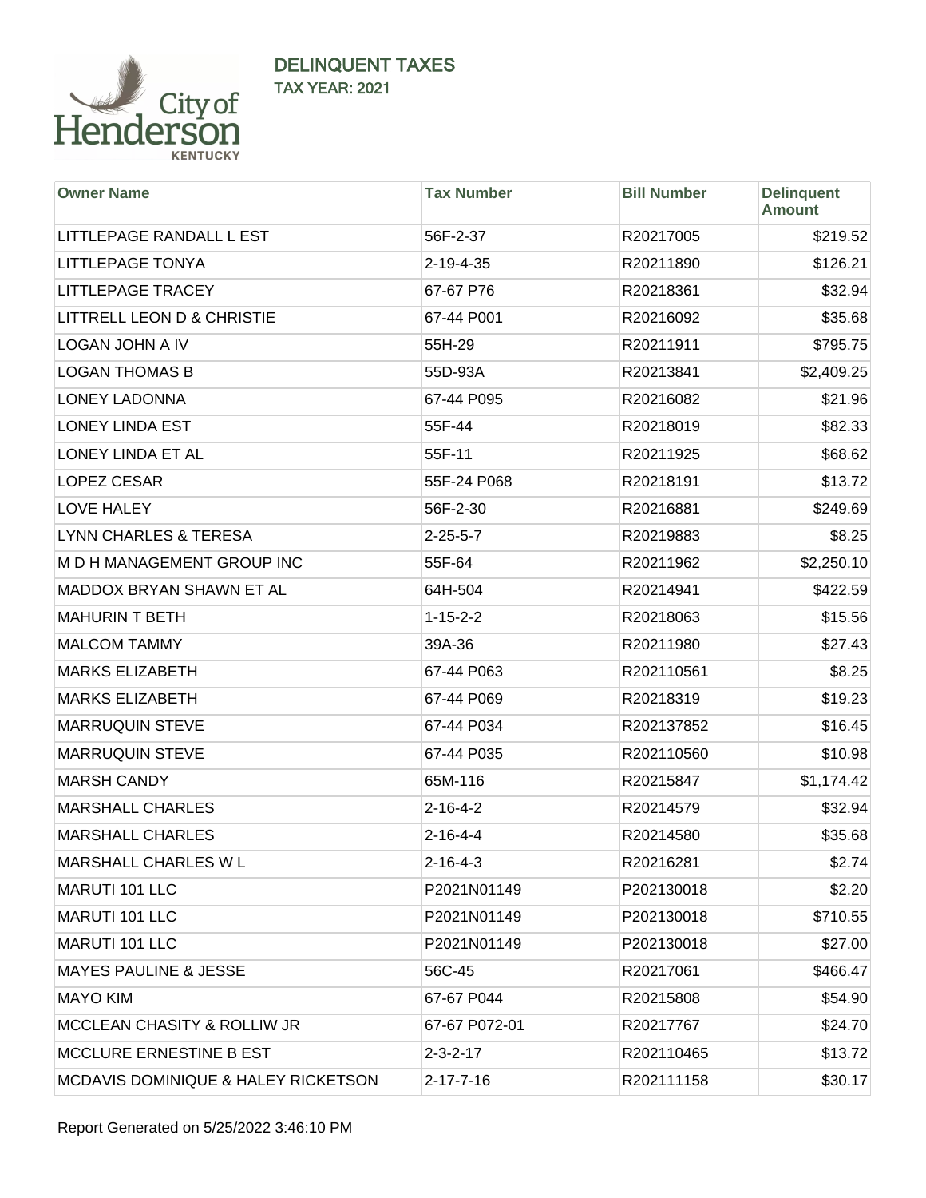# DELINQUENT TAXES

## TAX YEAR: 2021

| Owner Name | Tax Number | Bill Number | Delinquent Amount |
|---|---|---|---|
| LITTLEPAGE RANDALL L EST | 56F-2-37 | R20217005 | $219.52 |
| LITTLEPAGE TONYA | 2-19-4-35 | R20211890 | $126.21 |
| LITTLEPAGE TRACEY | 67-67 P76 | R20218361 | $32.94 |
| LITTRELL LEON D & CHRISTIE | 67-44 P001 | R20216092 | $35.68 |
| LOGAN JOHN A IV | 55H-29 | R20211911 | $795.75 |
| LOGAN THOMAS B | 55D-93A | R20213841 | $2,409.25 |
| LONEY LADONNA | 67-44 P095 | R20216082 | $21.96 |
| LONEY LINDA EST | 55F-44 | R20218019 | $82.33 |
| LONEY LINDA ET AL | 55F-11 | R20211925 | $68.62 |
| LOPEZ CESAR | 55F-24 P068 | R20218191 | $13.72 |
| LOVE HALEY | 56F-2-30 | R20216881 | $249.69 |
| LYNN CHARLES & TERESA | 2-25-5-7 | R20219883 | $8.25 |
| M D H MANAGEMENT GROUP INC | 55F-64 | R20211962 | $2,250.10 |
| MADDOX BRYAN SHAWN ET AL | 64H-504 | R20214941 | $422.59 |
| MAHURIN T BETH | 1-15-2-2 | R20218063 | $15.56 |
| MALCOM TAMMY | 39A-36 | R20211980 | $27.43 |
| MARKS ELIZABETH | 67-44 P063 | R202110561 | $8.25 |
| MARKS ELIZABETH | 67-44 P069 | R20218319 | $19.23 |
| MARRUQUIN STEVE | 67-44 P034 | R202137852 | $16.45 |
| MARRUQUIN STEVE | 67-44 P035 | R202110560 | $10.98 |
| MARSH CANDY | 65M-116 | R20215847 | $1,174.42 |
| MARSHALL CHARLES | 2-16-4-2 | R20214579 | $32.94 |
| MARSHALL CHARLES | 2-16-4-4 | R20214580 | $35.68 |
| MARSHALL CHARLES W L | 2-16-4-3 | R20216281 | $2.74 |
| MARUTI 101 LLC | P2021N01149 | P202130018 | $2.20 |
| MARUTI 101 LLC | P2021N01149 | P202130018 | $710.55 |
| MARUTI 101 LLC | P2021N01149 | P202130018 | $27.00 |
| MAYES PAULINE & JESSE | 56C-45 | R20217061 | $466.47 |
| MAYO KIM | 67-67 P044 | R20215808 | $54.90 |
| MCCLEAN CHASITY & ROLLIW JR | 67-67 P072-01 | R20217767 | $24.70 |
| MCCLURE ERNESTINE B EST | 2-3-2-17 | R202110465 | $13.72 |
| MCDAVIS DOMINIQUE & HALEY RICKETSON | 2-17-7-16 | R202111158 | $30.17 |

Report Generated on 5/25/2022 3:46:10 PM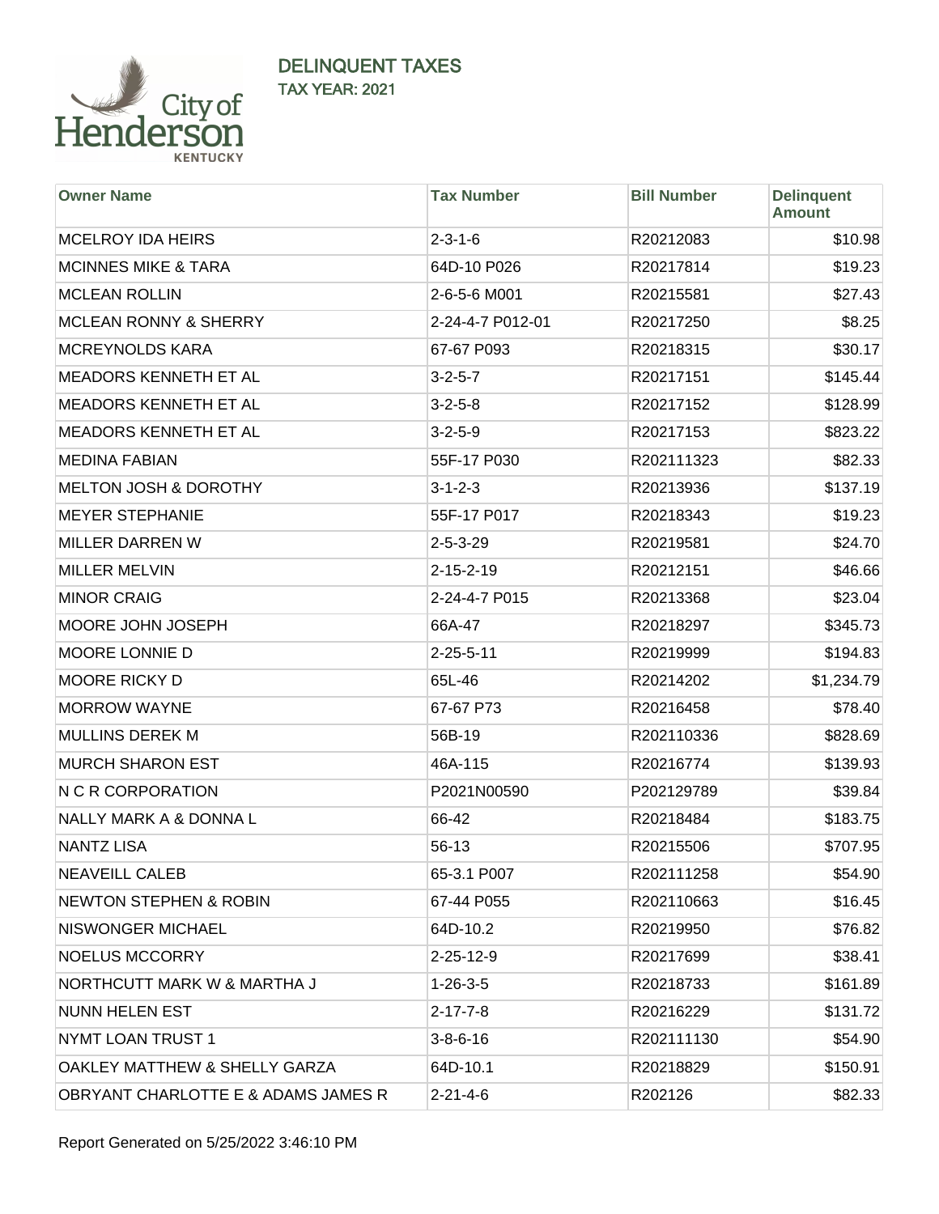# DELINQUENT TAXES

## TAX YEAR: 2021

| Owner Name | Tax Number | Bill Number | Delinquent Amount |
|---|---|---|---|
| MCELROY IDA HEIRS | 2-3-1-6 | R20212083 | $10.98 |
| MCINNES MIKE & TARA | 64D-10 P026 | R20217814 | $19.23 |
| MCLEAN ROLLIN | 2-6-5-6 M001 | R20215581 | $27.43 |
| MCLEAN RONNY & SHERRY | 2-24-4-7 P012-01 | R20217250 | $8.25 |
| MCREYNOLDS KARA | 67-67 P093 | R20218315 | $30.17 |
| MEADORS KENNETH ET AL | 3-2-5-7 | R20217151 | $145.44 |
| MEADORS KENNETH ET AL | 3-2-5-8 | R20217152 | $128.99 |
| MEADORS KENNETH ET AL | 3-2-5-9 | R20217153 | $823.22 |
| MEDINA FABIAN | 55F-17 P030 | R202111323 | $82.33 |
| MELTON JOSH & DOROTHY | 3-1-2-3 | R20213936 | $137.19 |
| MEYER STEPHANIE | 55F-17 P017 | R20218343 | $19.23 |
| MILLER DARREN W | 2-5-3-29 | R20219581 | $24.70 |
| MILLER MELVIN | 2-15-2-19 | R20212151 | $46.66 |
| MINOR CRAIG | 2-24-4-7 P015 | R20213368 | $23.04 |
| MOORE JOHN JOSEPH | 66A-47 | R20218297 | $345.73 |
| MOORE LONNIE D | 2-25-5-11 | R20219999 | $194.83 |
| MOORE RICKY D | 65L-46 | R20214202 | $1,234.79 |
| MORROW WAYNE | 67-67 P73 | R20216458 | $78.40 |
| MULLINS DEREK M | 56B-19 | R202110336 | $828.69 |
| MURCH SHARON EST | 46A-115 | R20216774 | $139.93 |
| N C R CORPORATION | P2021N00590 | P202129789 | $39.84 |
| NALLY MARK A & DONNA L | 66-42 | R20218484 | $183.75 |
| NANTZ LISA | 56-13 | R20215506 | $707.95 |
| NEAVEILL CALEB | 65-3.1 P007 | R202111258 | $54.90 |
| NEWTON STEPHEN & ROBIN | 67-44 P055 | R202110663 | $16.45 |
| NISWONGER MICHAEL | 64D-10.2 | R20219950 | $76.82 |
| NOELUS MCCORRY | 2-25-12-9 | R20217699 | $38.41 |
| NORTHCUTT MARK W & MARTHA J | 1-26-3-5 | R20218733 | $161.89 |
| NUNN HELEN EST | 2-17-7-8 | R20216229 | $131.72 |
| NYMT LOAN TRUST 1 | 3-8-6-16 | R202111130 | $54.90 |
| OAKLEY MATTHEW & SHELLY GARZA | 64D-10.1 | R20218829 | $150.91 |
| OBRYANT CHARLOTTE E & ADAMS JAMES R | 2-21-4-6 | R202126 | $82.33 |

Report Generated on 5/25/2022 3:46:10 PM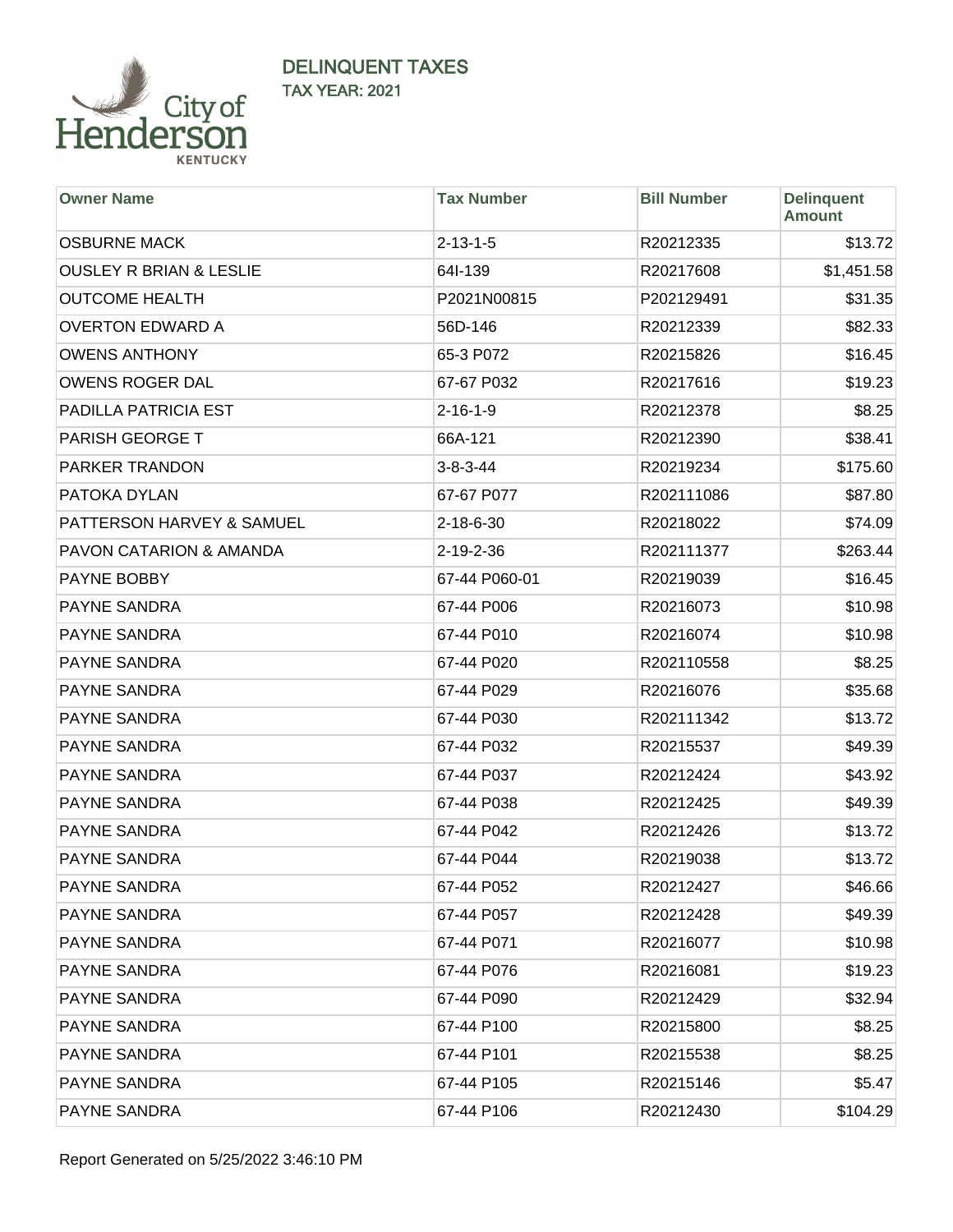## DELINQUENT TAXES

### TAX YEAR: 2021

| Owner Name | Tax Number | Bill Number | Delinquent Amount |
|---|---|---|---|
| OSBURNE MACK | 2-13-1-5 | R20212335 | $13.72 |
| OUSLEY R BRIAN & LESLIE | 64I-139 | R20217608 | $1,451.58 |
| OUTCOME HEALTH | P2021N00815 | P202129491 | $31.35 |
| OVERTON EDWARD A | 56D-146 | R20212339 | $82.33 |
| OWENS ANTHONY | 65-3 P072 | R20215826 | $16.45 |
| OWENS ROGER DAL | 67-67 P032 | R20217616 | $19.23 |
| PADILLA PATRICIA EST | 2-16-1-9 | R20212378 | $8.25 |
| PARISH GEORGE T | 66A-121 | R20212390 | $38.41 |
| PARKER TRANDON | 3-8-3-44 | R20219234 | $175.60 |
| PATOKA DYLAN | 67-67 P077 | R202111086 | $87.80 |
| PATTERSON HARVEY & SAMUEL | 2-18-6-30 | R20218022 | $74.09 |
| PAVON CATARION & AMANDA | 2-19-2-36 | R202111377 | $263.44 |
| PAYNE BOBBY | 67-44 P060-01 | R20219039 | $16.45 |
| PAYNE SANDRA | 67-44 P006 | R20216073 | $10.98 |
| PAYNE SANDRA | 67-44 P010 | R20216074 | $10.98 |
| PAYNE SANDRA | 67-44 P020 | R202110558 | $8.25 |
| PAYNE SANDRA | 67-44 P029 | R20216076 | $35.68 |
| PAYNE SANDRA | 67-44 P030 | R202111342 | $13.72 |
| PAYNE SANDRA | 67-44 P032 | R20215537 | $49.39 |
| PAYNE SANDRA | 67-44 P037 | R20212424 | $43.92 |
| PAYNE SANDRA | 67-44 P038 | R20212425 | $49.39 |
| PAYNE SANDRA | 67-44 P042 | R20212426 | $13.72 |
| PAYNE SANDRA | 67-44 P044 | R20219038 | $13.72 |
| PAYNE SANDRA | 67-44 P052 | R20212427 | $46.66 |
| PAYNE SANDRA | 67-44 P057 | R20212428 | $49.39 |
| PAYNE SANDRA | 67-44 P071 | R20216077 | $10.98 |
| PAYNE SANDRA | 67-44 P076 | R20216081 | $19.23 |
| PAYNE SANDRA | 67-44 P090 | R20212429 | $32.94 |
| PAYNE SANDRA | 67-44 P100 | R20215800 | $8.25 |
| PAYNE SANDRA | 67-44 P101 | R20215538 | $8.25 |
| PAYNE SANDRA | 67-44 P105 | R20215146 | $5.47 |
| PAYNE SANDRA | 67-44 P106 | R20212430 | $104.29 |

Report Generated on 5/25/2022 3:46:10 PM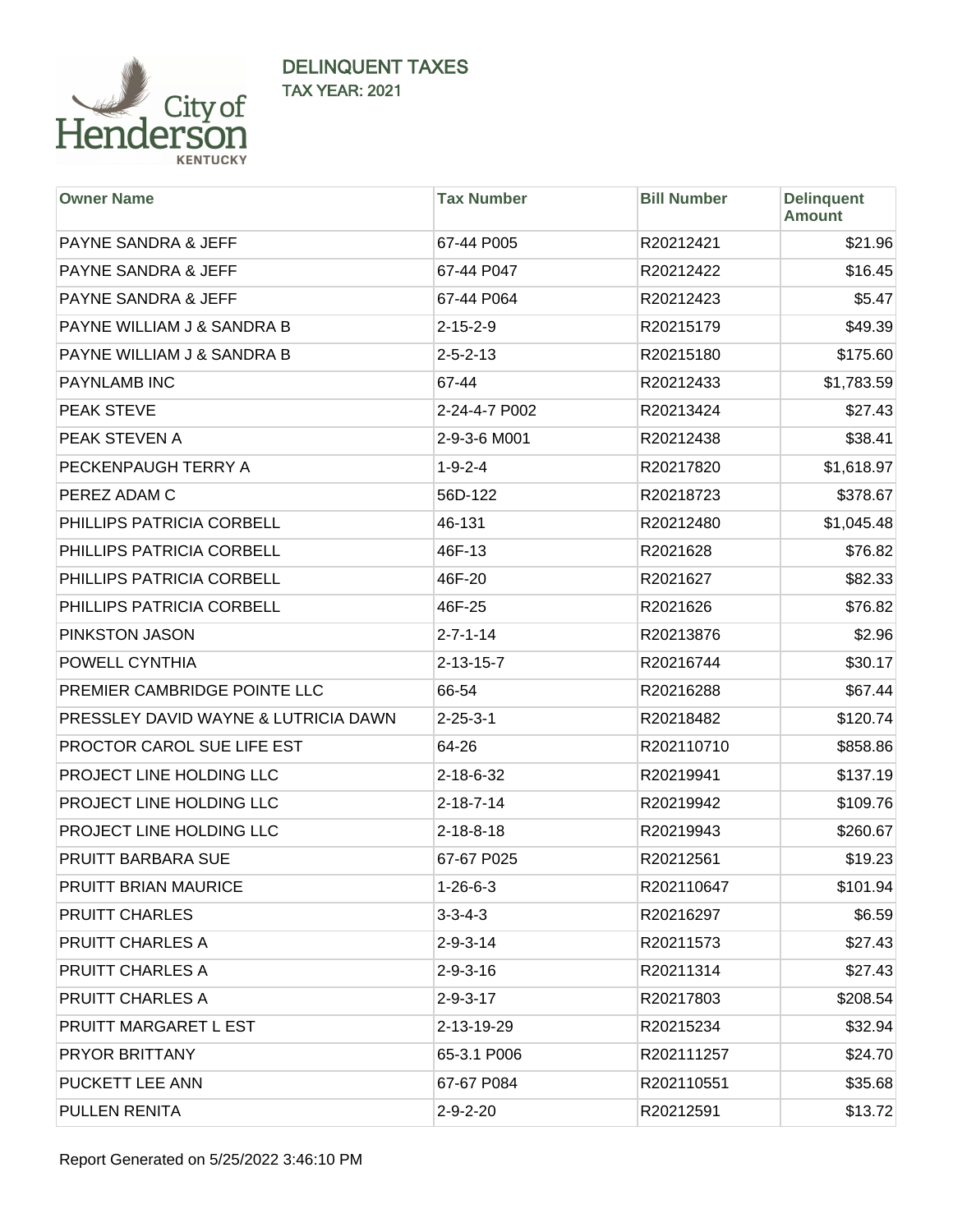# DELINQUENT TAXES

## TAX YEAR: 2021

| Owner Name | Tax Number | Bill Number | Delinquent Amount |
|---|---|---|---|
| PAYNE SANDRA & JEFF | 67-44 P005 | R20212421 | $21.96 |
| PAYNE SANDRA & JEFF | 67-44 P047 | R20212422 | $16.45 |
| PAYNE SANDRA & JEFF | 67-44 P064 | R20212423 | $5.47 |
| PAYNE WILLIAM J & SANDRA B | 2-15-2-9 | R20215179 | $49.39 |
| PAYNE WILLIAM J & SANDRA B | 2-5-2-13 | R20215180 | $175.60 |
| PAYNLAMB INC | 67-44 | R20212433 | $1,783.59 |
| PEAK STEVE | 2-24-4-7 P002 | R20213424 | $27.43 |
| PEAK STEVEN A | 2-9-3-6 M001 | R20212438 | $38.41 |
| PECKENPAUGH TERRY A | 1-9-2-4 | R20217820 | $1,618.97 |
| PEREZ ADAM C | 56D-122 | R20218723 | $378.67 |
| PHILLIPS PATRICIA CORBELL | 46-131 | R20212480 | $1,045.48 |
| PHILLIPS PATRICIA CORBELL | 46F-13 | R2021628 | $76.82 |
| PHILLIPS PATRICIA CORBELL | 46F-20 | R2021627 | $82.33 |
| PHILLIPS PATRICIA CORBELL | 46F-25 | R2021626 | $76.82 |
| PINKSTON JASON | 2-7-1-14 | R20213876 | $2.96 |
| POWELL CYNTHIA | 2-13-15-7 | R20216744 | $30.17 |
| PREMIER CAMBRIDGE POINTE LLC | 66-54 | R20216288 | $67.44 |
| PRESSLEY DAVID WAYNE & LUTRICIA DAWN | 2-25-3-1 | R20218482 | $120.74 |
| PROCTOR CAROL SUE LIFE EST | 64-26 | R202110710 | $858.86 |
| PROJECT LINE HOLDING LLC | 2-18-6-32 | R20219941 | $137.19 |
| PROJECT LINE HOLDING LLC | 2-18-7-14 | R20219942 | $109.76 |
| PROJECT LINE HOLDING LLC | 2-18-8-18 | R20219943 | $260.67 |
| PRUITT BARBARA SUE | 67-67 P025 | R20212561 | $19.23 |
| PRUITT BRIAN MAURICE | 1-26-6-3 | R202110647 | $101.94 |
| PRUITT CHARLES | 3-3-4-3 | R20216297 | $6.59 |
| PRUITT CHARLES A | 2-9-3-14 | R20211573 | $27.43 |
| PRUITT CHARLES A | 2-9-3-16 | R20211314 | $27.43 |
| PRUITT CHARLES A | 2-9-3-17 | R20217803 | $208.54 |
| PRUITT MARGARET L EST | 2-13-19-29 | R20215234 | $32.94 |
| PRYOR BRITTANY | 65-3.1 P006 | R202111257 | $24.70 |
| PUCKETT LEE ANN | 67-67 P084 | R202110551 | $35.68 |
| PULLEN RENITA | 2-9-2-20 | R20212591 | $13.72 |

Report Generated on 5/25/2022 3:46:10 PM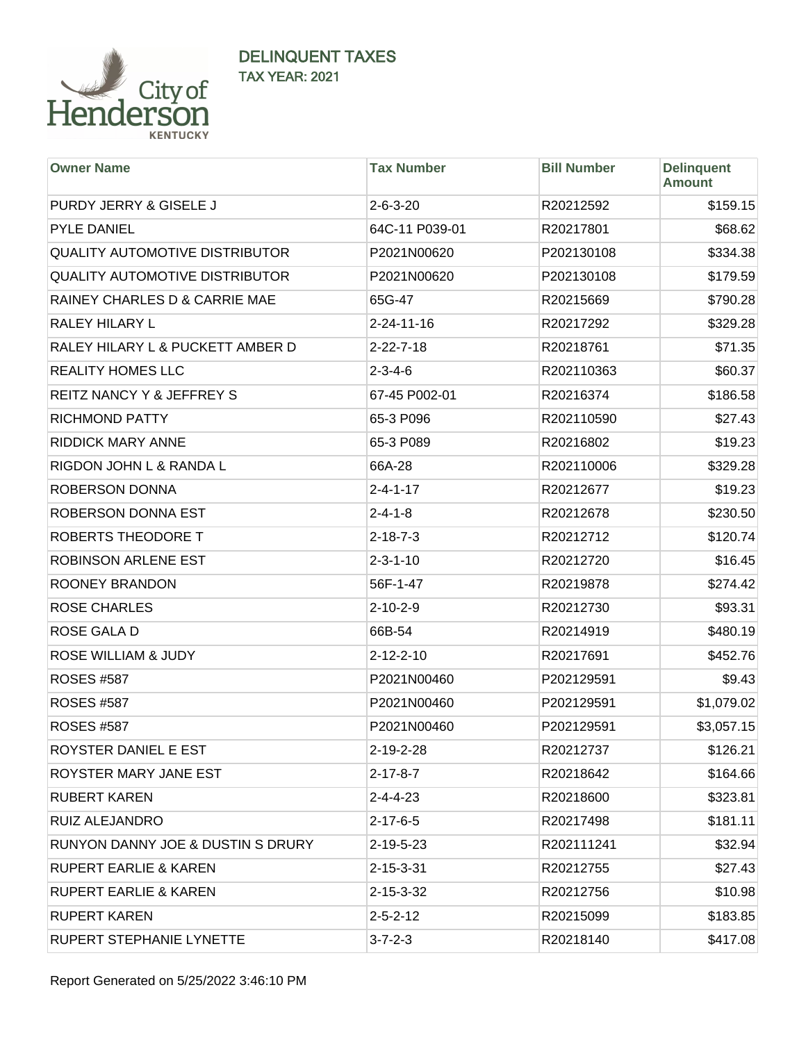# DELINQUENT TAXES

## TAX YEAR: 2021

| Owner Name | Tax Number | Bill Number | Delinquent Amount |
|---|---|---|---|
| PURDY JERRY & GISELE J | 2-6-3-20 | R20212592 | $159.15 |
| PYLE DANIEL | 64C-11 P039-01 | R20217801 | $68.62 |
| QUALITY AUTOMOTIVE DISTRIBUTOR | P2021N00620 | P202130108 | $334.38 |
| QUALITY AUTOMOTIVE DISTRIBUTOR | P2021N00620 | P202130108 | $179.59 |
| RAINEY CHARLES D & CARRIE MAE | 65G-47 | R20215669 | $790.28 |
| RALEY HILARY L | 2-24-11-16 | R20217292 | $329.28 |
| RALEY HILARY L & PUCKETT AMBER D | 2-22-7-18 | R20218761 | $71.35 |
| REALITY HOMES LLC | 2-3-4-6 | R202110363 | $60.37 |
| REITZ NANCY Y & JEFFREY S | 67-45 P002-01 | R20216374 | $186.58 |
| RICHMOND PATTY | 65-3 P096 | R202110590 | $27.43 |
| RIDDICK MARY ANNE | 65-3 P089 | R20216802 | $19.23 |
| RIGDON JOHN L & RANDA L | 66A-28 | R202110006 | $329.28 |
| ROBERSON DONNA | 2-4-1-17 | R20212677 | $19.23 |
| ROBERSON DONNA EST | 2-4-1-8 | R20212678 | $230.50 |
| ROBERTS THEODORE T | 2-18-7-3 | R20212712 | $120.74 |
| ROBINSON ARLENE EST | 2-3-1-10 | R20212720 | $16.45 |
| ROONEY BRANDON | 56F-1-47 | R20219878 | $274.42 |
| ROSE CHARLES | 2-10-2-9 | R20212730 | $93.31 |
| ROSE GALA D | 66B-54 | R20214919 | $480.19 |
| ROSE WILLIAM & JUDY | 2-12-2-10 | R20217691 | $452.76 |
| ROSES #587 | P2021N00460 | P202129591 | $9.43 |
| ROSES #587 | P2021N00460 | P202129591 | $1,079.02 |
| ROSES #587 | P2021N00460 | P202129591 | $3,057.15 |
| ROYSTER DANIEL E EST | 2-19-2-28 | R20212737 | $126.21 |
| ROYSTER MARY JANE EST | 2-17-8-7 | R20218642 | $164.66 |
| RUBERT KAREN | 2-4-4-23 | R20218600 | $323.81 |
| RUIZ ALEJANDRO | 2-17-6-5 | R20217498 | $181.11 |
| RUNYON DANNY JOE & DUSTIN S DRURY | 2-19-5-23 | R202111241 | $32.94 |
| RUPERT EARLIE & KAREN | 2-15-3-31 | R20212755 | $27.43 |
| RUPERT EARLIE & KAREN | 2-15-3-32 | R20212756 | $10.98 |
| RUPERT KAREN | 2-5-2-12 | R20215099 | $183.85 |
| RUPERT STEPHANIE LYNETTE | 3-7-2-3 | R20218140 | $417.08 |

Report Generated on 5/25/2022 3:46:10 PM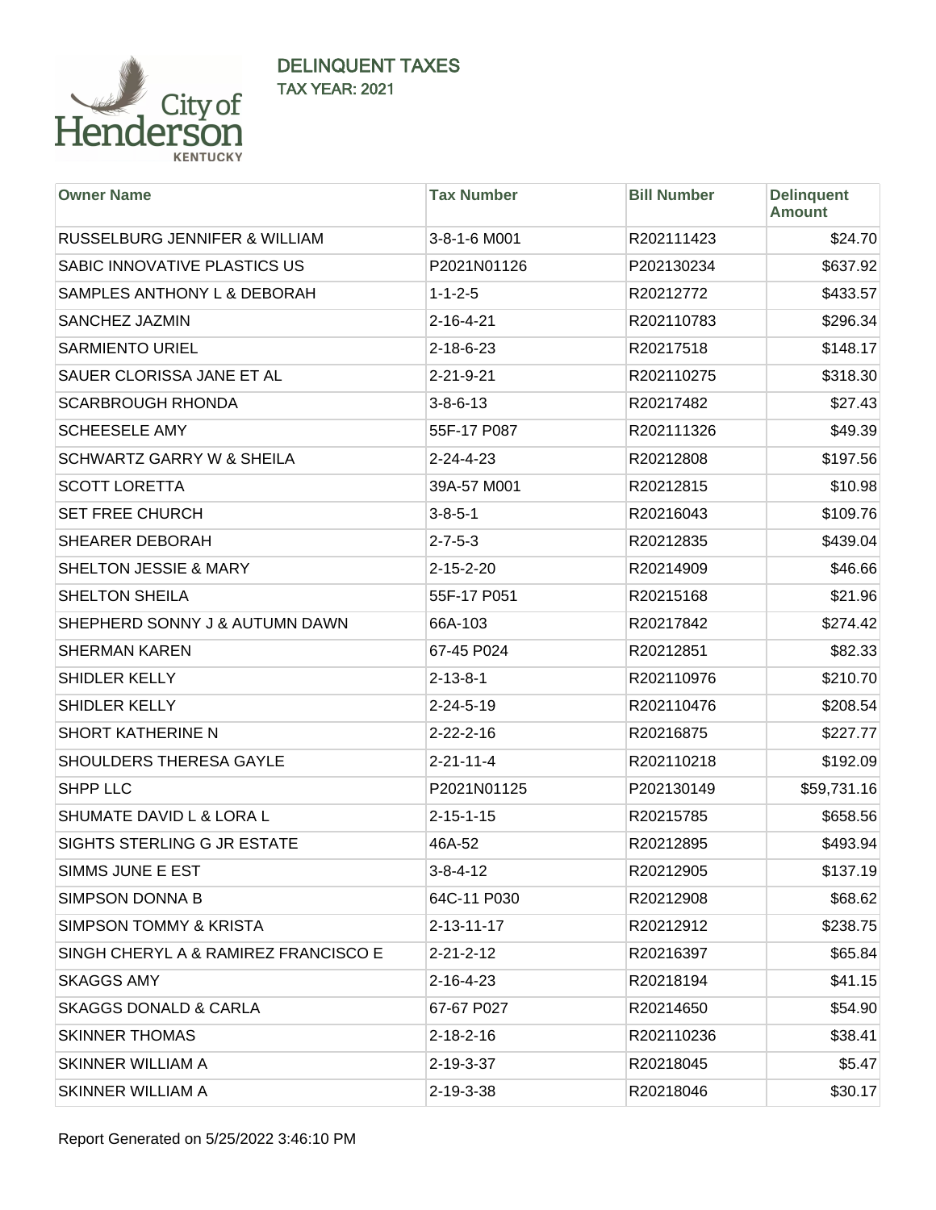# DELINQUENT TAXES
## TAX YEAR: 2021

| Owner Name | Tax Number | Bill Number | Delinquent Amount |
|---|---|---|---|
| RUSSELBURG JENNIFER & WILLIAM | 3-8-1-6 M001 | R202111423 | $24.70 |
| SABIC INNOVATIVE PLASTICS US | P2021N01126 | P202130234 | $637.92 |
| SAMPLES ANTHONY L & DEBORAH | 1-1-2-5 | R20212772 | $433.57 |
| SANCHEZ JAZMIN | 2-16-4-21 | R202110783 | $296.34 |
| SARMIENTO URIEL | 2-18-6-23 | R20217518 | $148.17 |
| SAUER CLORISSA JANE ET AL | 2-21-9-21 | R202110275 | $318.30 |
| SCARBROUGH RHONDA | 3-8-6-13 | R20217482 | $27.43 |
| SCHEESELE AMY | 55F-17 P087 | R202111326 | $49.39 |
| SCHWARTZ GARRY W & SHEILA | 2-24-4-23 | R20212808 | $197.56 |
| SCOTT LORETTA | 39A-57 M001 | R20212815 | $10.98 |
| SET FREE CHURCH | 3-8-5-1 | R20216043 | $109.76 |
| SHEARER DEBORAH | 2-7-5-3 | R20212835 | $439.04 |
| SHELTON JESSIE & MARY | 2-15-2-20 | R20214909 | $46.66 |
| SHELTON SHEILA | 55F-17 P051 | R20215168 | $21.96 |
| SHEPHERD SONNY J & AUTUMN DAWN | 66A-103 | R20217842 | $274.42 |
| SHERMAN KAREN | 67-45 P024 | R20212851 | $82.33 |
| SHIDLER KELLY | 2-13-8-1 | R202110976 | $210.70 |
| SHIDLER KELLY | 2-24-5-19 | R202110476 | $208.54 |
| SHORT KATHERINE N | 2-22-2-16 | R20216875 | $227.77 |
| SHOULDERS THERESA GAYLE | 2-21-11-4 | R202110218 | $192.09 |
| SHPP LLC | P2021N01125 | P202130149 | $59,731.16 |
| SHUMATE DAVID L & LORA L | 2-15-1-15 | R20215785 | $658.56 |
| SIGHTS STERLING G JR ESTATE | 46A-52 | R20212895 | $493.94 |
| SIMMS JUNE E EST | 3-8-4-12 | R20212905 | $137.19 |
| SIMPSON DONNA B | 64C-11 P030 | R20212908 | $68.62 |
| SIMPSON TOMMY & KRISTA | 2-13-11-17 | R20212912 | $238.75 |
| SINGH CHERYL A & RAMIREZ FRANCISCO E | 2-21-2-12 | R20216397 | $65.84 |
| SKAGGS AMY | 2-16-4-23 | R20218194 | $41.15 |
| SKAGGS DONALD & CARLA | 67-67 P027 | R20214650 | $54.90 |
| SKINNER THOMAS | 2-18-2-16 | R202110236 | $38.41 |
| SKINNER WILLIAM A | 2-19-3-37 | R20218045 | $5.47 |
| SKINNER WILLIAM A | 2-19-3-38 | R20218046 | $30.17 |

Report Generated on 5/25/2022 3:46:10 PM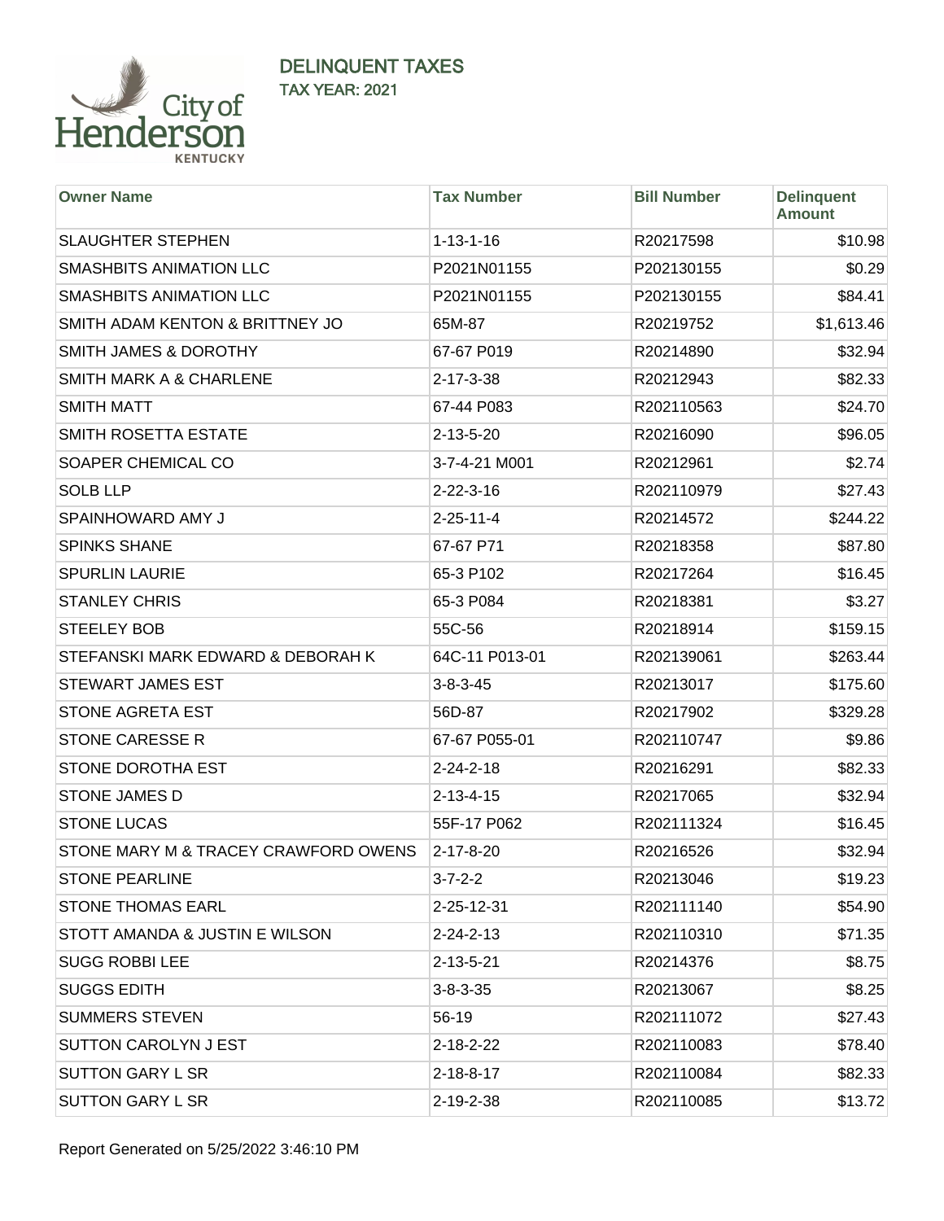# DELINQUENT TAXES

## TAX YEAR: 2021

| Owner Name | Tax Number | Bill Number | Delinquent Amount |
|---|---|---|---|
| SLAUGHTER STEPHEN | 1-13-1-16 | R20217598 | $10.98 |
| SMASHBITS ANIMATION LLC | P2021N01155 | P202130155 | $0.29 |
| SMASHBITS ANIMATION LLC | P2021N01155 | P202130155 | $84.41 |
| SMITH ADAM KENTON & BRITTNEY JO | 65M-87 | R20219752 | $1,613.46 |
| SMITH JAMES & DOROTHY | 67-67 P019 | R20214890 | $32.94 |
| SMITH MARK A & CHARLENE | 2-17-3-38 | R20212943 | $82.33 |
| SMITH MATT | 67-44 P083 | R202110563 | $24.70 |
| SMITH ROSETTA ESTATE | 2-13-5-20 | R20216090 | $96.05 |
| SOAPER CHEMICAL CO | 3-7-4-21 M001 | R20212961 | $2.74 |
| SOLB LLP | 2-22-3-16 | R202110979 | $27.43 |
| SPAINHOWARD AMY J | 2-25-11-4 | R20214572 | $244.22 |
| SPINKS SHANE | 67-67 P71 | R20218358 | $87.80 |
| SPURLIN LAURIE | 65-3 P102 | R20217264 | $16.45 |
| STANLEY CHRIS | 65-3 P084 | R20218381 | $3.27 |
| STEELEY BOB | 55C-56 | R20218914 | $159.15 |
| STEFANSKI MARK EDWARD & DEBORAH K | 64C-11 P013-01 | R202139061 | $263.44 |
| STEWART JAMES EST | 3-8-3-45 | R20213017 | $175.60 |
| STONE AGRETA EST | 56D-87 | R20217902 | $329.28 |
| STONE CARESSE R | 67-67 P055-01 | R202110747 | $9.86 |
| STONE DOROTHA EST | 2-24-2-18 | R20216291 | $82.33 |
| STONE JAMES D | 2-13-4-15 | R20217065 | $32.94 |
| STONE LUCAS | 55F-17 P062 | R202111324 | $16.45 |
| STONE MARY M & TRACEY CRAWFORD OWENS | 2-17-8-20 | R20216526 | $32.94 |
| STONE PEARLINE | 3-7-2-2 | R20213046 | $19.23 |
| STONE THOMAS EARL | 2-25-12-31 | R202111140 | $54.90 |
| STOTT AMANDA & JUSTIN E WILSON | 2-24-2-13 | R202110310 | $71.35 |
| SUGG ROBBI LEE | 2-13-5-21 | R20214376 | $8.75 |
| SUGGS EDITH | 3-8-3-35 | R20213067 | $8.25 |
| SUMMERS STEVEN | 56-19 | R202111072 | $27.43 |
| SUTTON CAROLYN J EST | 2-18-2-22 | R202110083 | $78.40 |
| SUTTON GARY L SR | 2-18-8-17 | R202110084 | $82.33 |
| SUTTON GARY L SR | 2-19-2-38 | R202110085 | $13.72 |

Report Generated on 5/25/2022 3:46:10 PM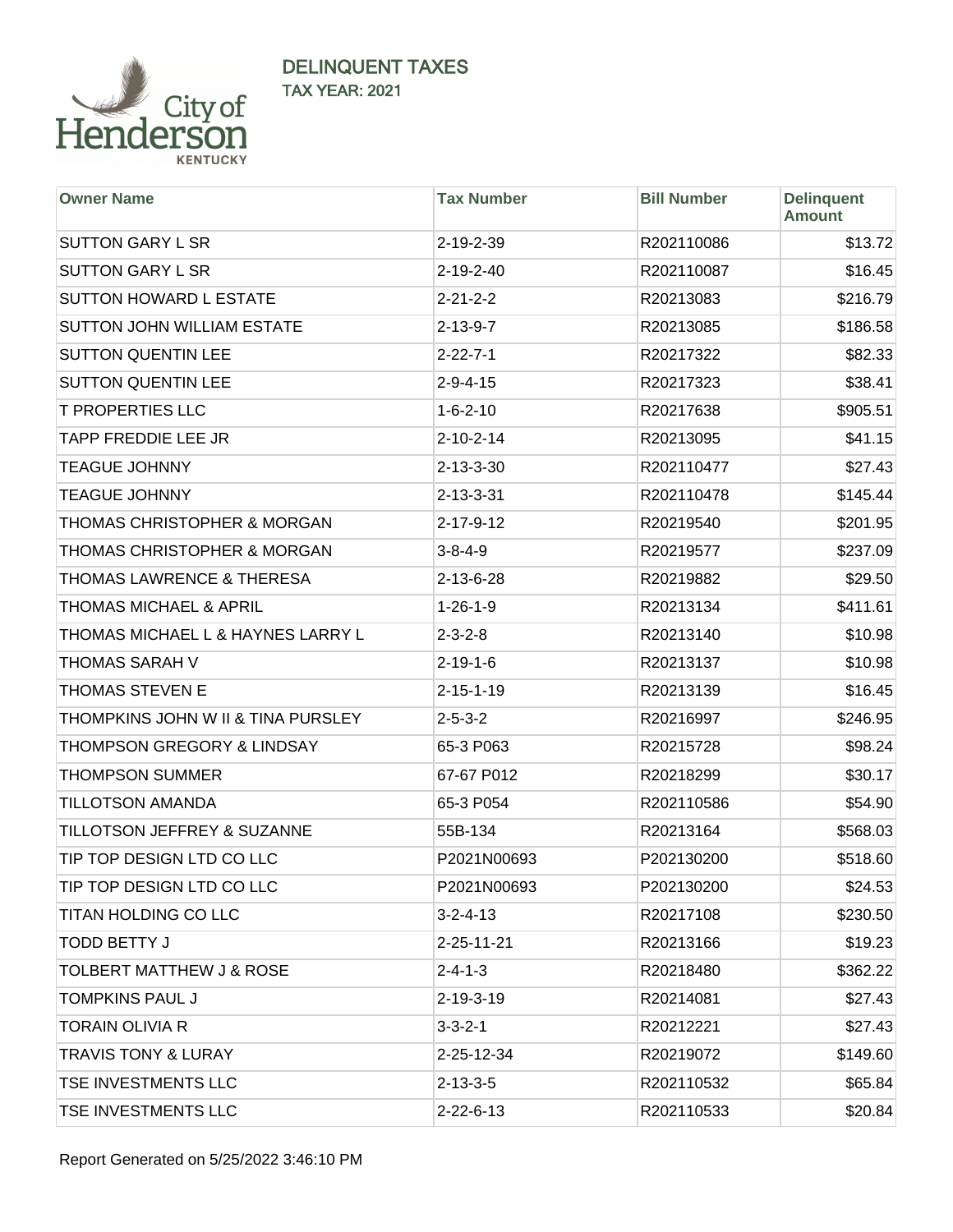# DELINQUENT TAXES
## TAX YEAR: 2021

| Owner Name | Tax Number | Bill Number | Delinquent Amount |
|---|---|---|---|
| SUTTON GARY L SR | 2-19-2-39 | R202110086 | $13.72 |
| SUTTON GARY L SR | 2-19-2-40 | R202110087 | $16.45 |
| SUTTON HOWARD L ESTATE | 2-21-2-2 | R20213083 | $216.79 |
| SUTTON JOHN WILLIAM ESTATE | 2-13-9-7 | R20213085 | $186.58 |
| SUTTON QUENTIN LEE | 2-22-7-1 | R20217322 | $82.33 |
| SUTTON QUENTIN LEE | 2-9-4-15 | R20217323 | $38.41 |
| T PROPERTIES LLC | 1-6-2-10 | R20217638 | $905.51 |
| TAPP FREDDIE LEE JR | 2-10-2-14 | R20213095 | $41.15 |
| TEAGUE JOHNNY | 2-13-3-30 | R202110477 | $27.43 |
| TEAGUE JOHNNY | 2-13-3-31 | R202110478 | $145.44 |
| THOMAS CHRISTOPHER & MORGAN | 2-17-9-12 | R20219540 | $201.95 |
| THOMAS CHRISTOPHER & MORGAN | 3-8-4-9 | R20219577 | $237.09 |
| THOMAS LAWRENCE & THERESA | 2-13-6-28 | R20219882 | $29.50 |
| THOMAS MICHAEL & APRIL | 1-26-1-9 | R20213134 | $411.61 |
| THOMAS MICHAEL L & HAYNES LARRY L | 2-3-2-8 | R20213140 | $10.98 |
| THOMAS SARAH V | 2-19-1-6 | R20213137 | $10.98 |
| THOMAS STEVEN E | 2-15-1-19 | R20213139 | $16.45 |
| THOMPKINS JOHN W II & TINA PURSLEY | 2-5-3-2 | R20216997 | $246.95 |
| THOMPSON GREGORY & LINDSAY | 65-3 P063 | R20215728 | $98.24 |
| THOMPSON SUMMER | 67-67 P012 | R20218299 | $30.17 |
| TILLOTSON AMANDA | 65-3 P054 | R202110586 | $54.90 |
| TILLOTSON JEFFREY & SUZANNE | 55B-134 | R20213164 | $568.03 |
| TIP TOP DESIGN LTD CO LLC | P2021N00693 | P202130200 | $518.60 |
| TIP TOP DESIGN LTD CO LLC | P2021N00693 | P202130200 | $24.53 |
| TITAN HOLDING CO LLC | 3-2-4-13 | R20217108 | $230.50 |
| TODD BETTY J | 2-25-11-21 | R20213166 | $19.23 |
| TOLBERT MATTHEW J & ROSE | 2-4-1-3 | R20218480 | $362.22 |
| TOMPKINS PAUL J | 2-19-3-19 | R20214081 | $27.43 |
| TORAIN OLIVIA R | 3-3-2-1 | R20212221 | $27.43 |
| TRAVIS TONY & LURAY | 2-25-12-34 | R20219072 | $149.60 |
| TSE INVESTMENTS LLC | 2-13-3-5 | R202110532 | $65.84 |
| TSE INVESTMENTS LLC | 2-22-6-13 | R202110533 | $20.84 |

Report Generated on 5/25/2022 3:46:10 PM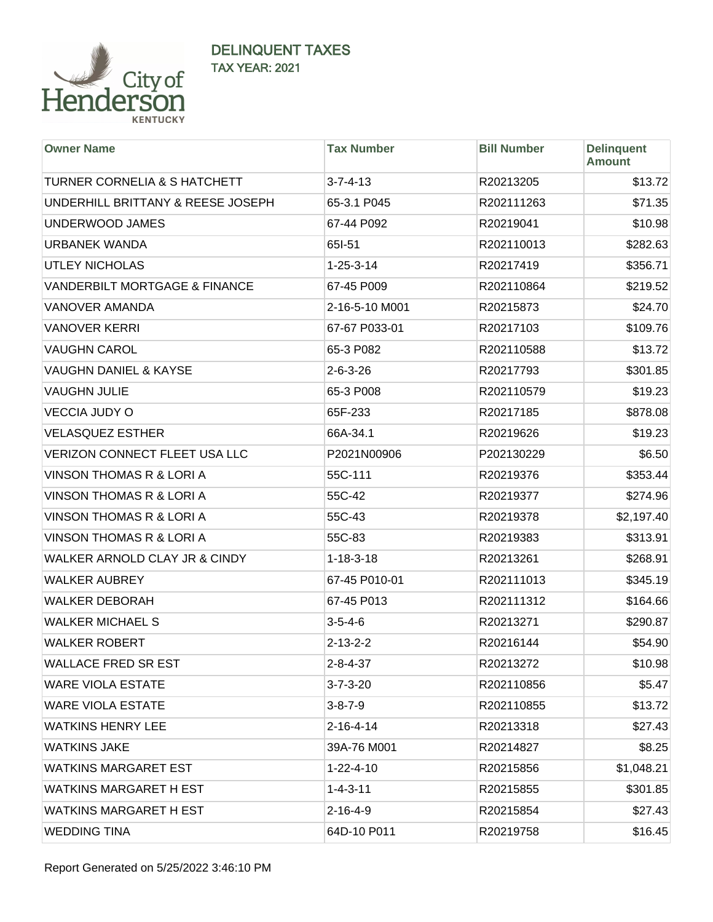# DELINQUENT TAXES

## TAX YEAR: 2021

| Owner Name | Tax Number | Bill Number | Delinquent Amount |
|---|---|---|---|
| TURNER CORNELIA & S HATCHETT | 3-7-4-13 | R20213205 | $13.72 |
| UNDERHILL BRITTANY & REESE JOSEPH | 65-3.1 P045 | R202111263 | $71.35 |
| UNDERWOOD JAMES | 67-44 P092 | R20219041 | $10.98 |
| URBANEK WANDA | 65I-51 | R202110013 | $282.63 |
| UTLEY NICHOLAS | 1-25-3-14 | R20217419 | $356.71 |
| VANDERBILT MORTGAGE & FINANCE | 67-45 P009 | R202110864 | $219.52 |
| VANOVER AMANDA | 2-16-5-10 M001 | R20215873 | $24.70 |
| VANOVER KERRI | 67-67 P033-01 | R20217103 | $109.76 |
| VAUGHN CAROL | 65-3 P082 | R202110588 | $13.72 |
| VAUGHN DANIEL & KAYSE | 2-6-3-26 | R20217793 | $301.85 |
| VAUGHN JULIE | 65-3 P008 | R202110579 | $19.23 |
| VECCIA JUDY O | 65F-233 | R20217185 | $878.08 |
| VELASQUEZ ESTHER | 66A-34.1 | R20219626 | $19.23 |
| VERIZON CONNECT FLEET USA LLC | P2021N00906 | P202130229 | $6.50 |
| VINSON THOMAS R & LORI A | 55C-111 | R20219376 | $353.44 |
| VINSON THOMAS R & LORI A | 55C-42 | R20219377 | $274.96 |
| VINSON THOMAS R & LORI A | 55C-43 | R20219378 | $2,197.40 |
| VINSON THOMAS R & LORI A | 55C-83 | R20219383 | $313.91 |
| WALKER ARNOLD CLAY JR & CINDY | 1-18-3-18 | R20213261 | $268.91 |
| WALKER AUBREY | 67-45 P010-01 | R202111013 | $345.19 |
| WALKER DEBORAH | 67-45 P013 | R202111312 | $164.66 |
| WALKER MICHAEL S | 3-5-4-6 | R20213271 | $290.87 |
| WALKER ROBERT | 2-13-2-2 | R20216144 | $54.90 |
| WALLACE FRED SR EST | 2-8-4-37 | R20213272 | $10.98 |
| WARE VIOLA ESTATE | 3-7-3-20 | R202110856 | $5.47 |
| WARE VIOLA ESTATE | 3-8-7-9 | R202110855 | $13.72 |
| WATKINS HENRY LEE | 2-16-4-14 | R20213318 | $27.43 |
| WATKINS JAKE | 39A-76 M001 | R20214827 | $8.25 |
| WATKINS MARGARET EST | 1-22-4-10 | R20215856 | $1,048.21 |
| WATKINS MARGARET H EST | 1-4-3-11 | R20215855 | $301.85 |
| WATKINS MARGARET H EST | 2-16-4-9 | R20215854 | $27.43 |
| WEDDING TINA | 64D-10 P011 | R20219758 | $16.45 |

Report Generated on 5/25/2022 3:46:10 PM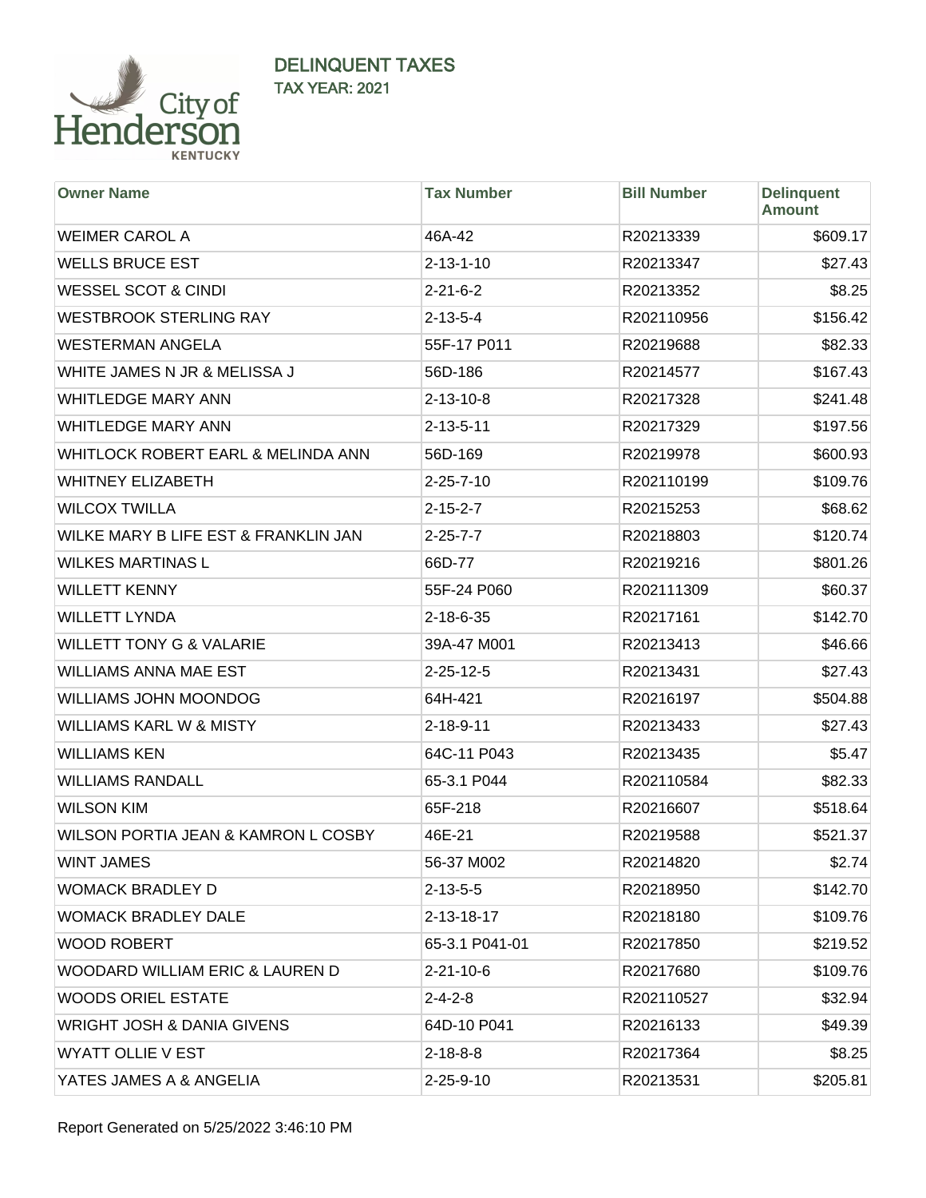# DELINQUENT TAXES

## TAX YEAR: 2021

| Owner Name | Tax Number | Bill Number | Delinquent Amount |
|---|---|---|---|
| WEIMER CAROL A | 46A-42 | R20213339 | $609.17 |
| WELLS BRUCE EST | 2-13-1-10 | R20213347 | $27.43 |
| WESSEL SCOT & CINDI | 2-21-6-2 | R20213352 | $8.25 |
| WESTBROOK STERLING RAY | 2-13-5-4 | R202110956 | $156.42 |
| WESTERMAN ANGELA | 55F-17 P011 | R20219688 | $82.33 |
| WHITE JAMES N JR & MELISSA J | 56D-186 | R20214577 | $167.43 |
| WHITLEDGE MARY ANN | 2-13-10-8 | R20217328 | $241.48 |
| WHITLEDGE MARY ANN | 2-13-5-11 | R20217329 | $197.56 |
| WHITLOCK ROBERT EARL & MELINDA ANN | 56D-169 | R20219978 | $600.93 |
| WHITNEY ELIZABETH | 2-25-7-10 | R202110199 | $109.76 |
| WILCOX TWILLA | 2-15-2-7 | R20215253 | $68.62 |
| WILKE MARY B LIFE EST & FRANKLIN JAN | 2-25-7-7 | R20218803 | $120.74 |
| WILKES MARTINAS L | 66D-77 | R20219216 | $801.26 |
| WILLETT KENNY | 55F-24 P060 | R202111309 | $60.37 |
| WILLETT LYNDA | 2-18-6-35 | R20217161 | $142.70 |
| WILLETT TONY G & VALARIE | 39A-47 M001 | R20213413 | $46.66 |
| WILLIAMS ANNA MAE EST | 2-25-12-5 | R20213431 | $27.43 |
| WILLIAMS JOHN MOONDOG | 64H-421 | R20216197 | $504.88 |
| WILLIAMS KARL W & MISTY | 2-18-9-11 | R20213433 | $27.43 |
| WILLIAMS KEN | 64C-11 P043 | R20213435 | $5.47 |
| WILLIAMS RANDALL | 65-3.1 P044 | R202110584 | $82.33 |
| WILSON KIM | 65F-218 | R20216607 | $518.64 |
| WILSON PORTIA JEAN & KAMRON L COSBY | 46E-21 | R20219588 | $521.37 |
| WINT JAMES | 56-37 M002 | R20214820 | $2.74 |
| WOMACK BRADLEY D | 2-13-5-5 | R20218950 | $142.70 |
| WOMACK BRADLEY DALE | 2-13-18-17 | R20218180 | $109.76 |
| WOOD ROBERT | 65-3.1 P041-01 | R20217850 | $219.52 |
| WOODARD WILLIAM ERIC & LAUREN D | 2-21-10-6 | R20217680 | $109.76 |
| WOODS ORIEL ESTATE | 2-4-2-8 | R202110527 | $32.94 |
| WRIGHT JOSH & DANIA GIVENS | 64D-10 P041 | R20216133 | $49.39 |
| WYATT OLLIE V EST | 2-18-8-8 | R20217364 | $8.25 |
| YATES JAMES A & ANGELIA | 2-25-9-10 | R20213531 | $205.81 |

Report Generated on 5/25/2022 3:46:10 PM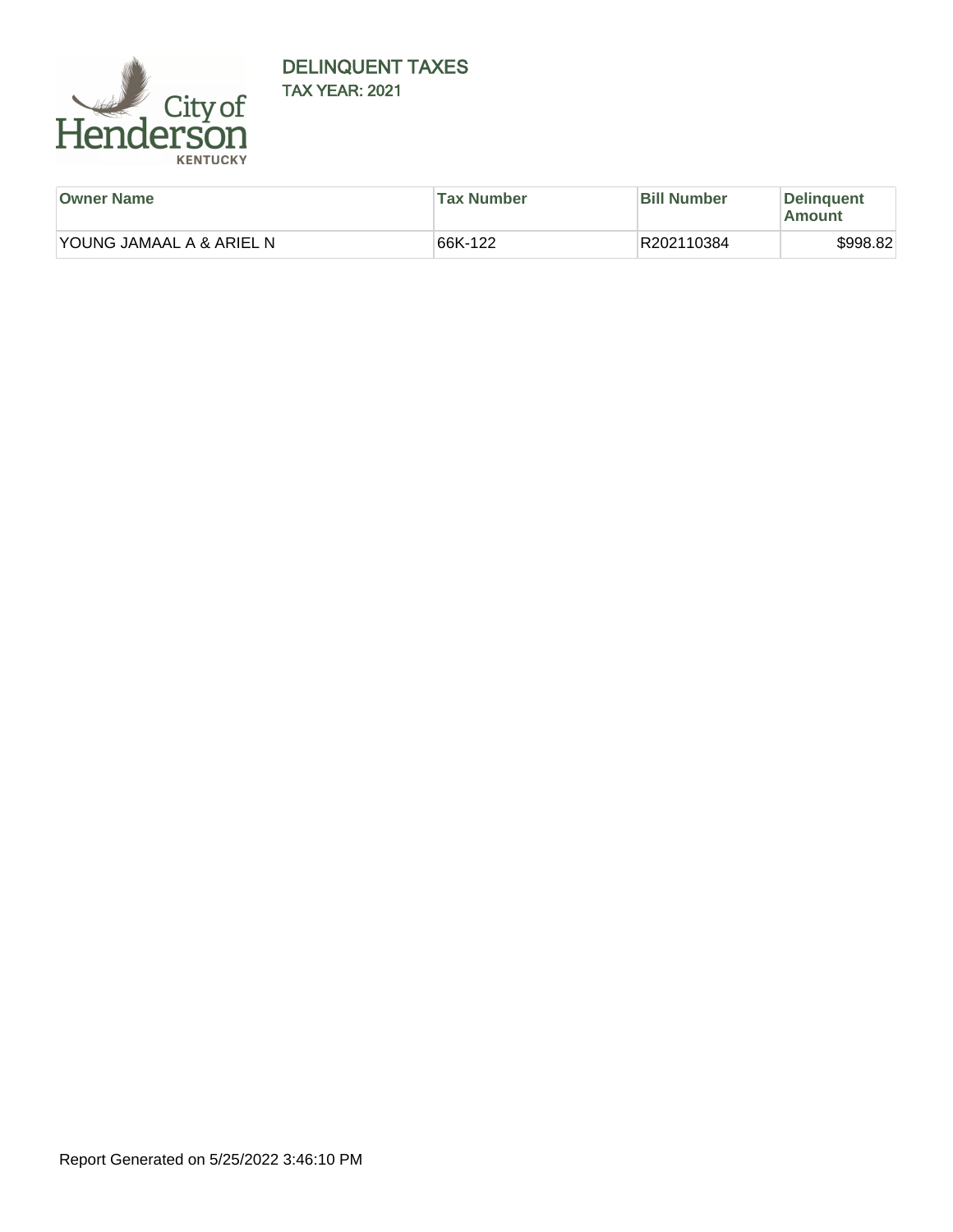City of Henderson KENTUCKY

# DELINQUENT TAXES

## TAX YEAR: 2021

| Owner Name | Tax Number | Bill Number | Delinquent Amount |
|---|---|---|---|
| YOUNG JAMAAL A & ARIEL N | 66K-122 | R202110384 | $998.82 |

Report Generated on 5/25/2022 3:46:10 PM